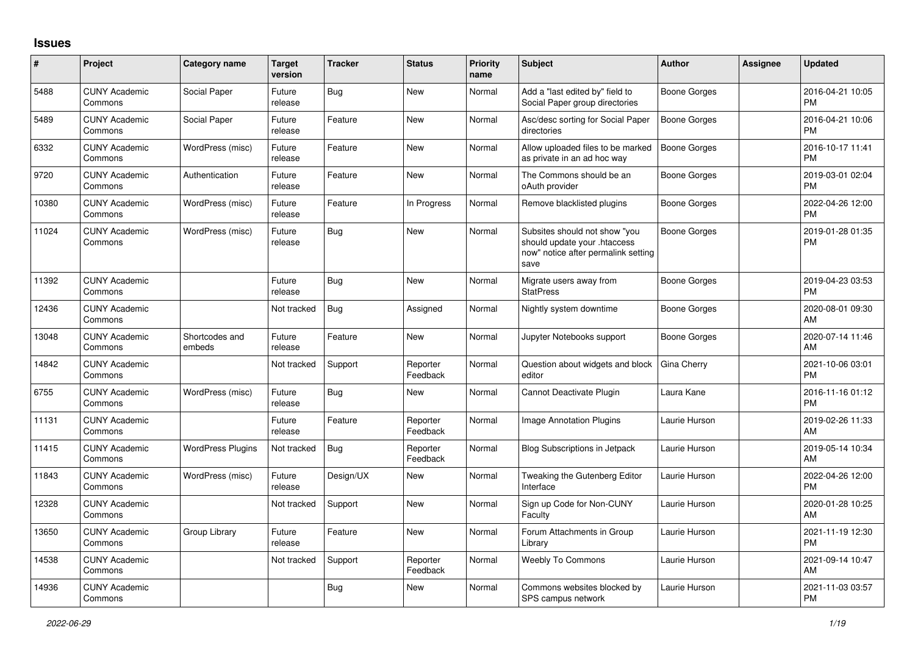## Issues

| # | Project | Category name | Target version | Tracker | Status | Priority name | Subject | Author | Assignee | Updated |
|---|---|---|---|---|---|---|---|---|---|---|
| 5488 | CUNY Academic Commons | Social Paper | Future release | Bug | New | Normal | Add a "last edited by" field to Social Paper group directories | Boone Gorges | | 2016-04-21 10:05 PM |
| 5489 | CUNY Academic Commons | Social Paper | Future release | Feature | New | Normal | Asc/desc sorting for Social Paper directories | Boone Gorges | | 2016-04-21 10:06 PM |
| 6332 | CUNY Academic Commons | WordPress (misc) | Future release | Feature | New | Normal | Allow uploaded files to be marked as private in an ad hoc way | Boone Gorges | | 2016-10-17 11:41 PM |
| 9720 | CUNY Academic Commons | Authentication | Future release | Feature | New | Normal | The Commons should be an oAuth provider | Boone Gorges | | 2019-03-01 02:04 PM |
| 10380 | CUNY Academic Commons | WordPress (misc) | Future release | Feature | In Progress | Normal | Remove blacklisted plugins | Boone Gorges | | 2022-04-26 12:00 PM |
| 11024 | CUNY Academic Commons | WordPress (misc) | Future release | Bug | New | Normal | Subsites should not show "you should update your .htaccess now" notice after permalink setting save | Boone Gorges | | 2019-01-28 01:35 PM |
| 11392 | CUNY Academic Commons | | Future release | Bug | New | Normal | Migrate users away from StatPress | Boone Gorges | | 2019-04-23 03:53 PM |
| 12436 | CUNY Academic Commons | | Not tracked | Bug | Assigned | Normal | Nightly system downtime | Boone Gorges | | 2020-08-01 09:30 AM |
| 13048 | CUNY Academic Commons | Shortcodes and embeds | Future release | Feature | New | Normal | Jupyter Notebooks support | Boone Gorges | | 2020-07-14 11:46 AM |
| 14842 | CUNY Academic Commons | | Not tracked | Support | Reporter Feedback | Normal | Question about widgets and block editor | Gina Cherry | | 2021-10-06 03:01 PM |
| 6755 | CUNY Academic Commons | WordPress (misc) | Future release | Bug | New | Normal | Cannot Deactivate Plugin | Laura Kane | | 2016-11-16 01:12 PM |
| 11131 | CUNY Academic Commons | | Future release | Feature | Reporter Feedback | Normal | Image Annotation Plugins | Laurie Hurson | | 2019-02-26 11:33 AM |
| 11415 | CUNY Academic Commons | WordPress Plugins | Not tracked | Bug | Reporter Feedback | Normal | Blog Subscriptions in Jetpack | Laurie Hurson | | 2019-05-14 10:34 AM |
| 11843 | CUNY Academic Commons | WordPress (misc) | Future release | Design/UX | New | Normal | Tweaking the Gutenberg Editor Interface | Laurie Hurson | | 2022-04-26 12:00 PM |
| 12328 | CUNY Academic Commons | | Not tracked | Support | New | Normal | Sign up Code for Non-CUNY Faculty | Laurie Hurson | | 2020-01-28 10:25 AM |
| 13650 | CUNY Academic Commons | Group Library | Future release | Feature | New | Normal | Forum Attachments in Group Library | Laurie Hurson | | 2021-11-19 12:30 PM |
| 14538 | CUNY Academic Commons | | Not tracked | Support | Reporter Feedback | Normal | Weebly To Commons | Laurie Hurson | | 2021-09-14 10:47 AM |
| 14936 | CUNY Academic Commons | | | Bug | New | Normal | Commons websites blocked by SPS campus network | Laurie Hurson | | 2021-11-03 03:57 PM |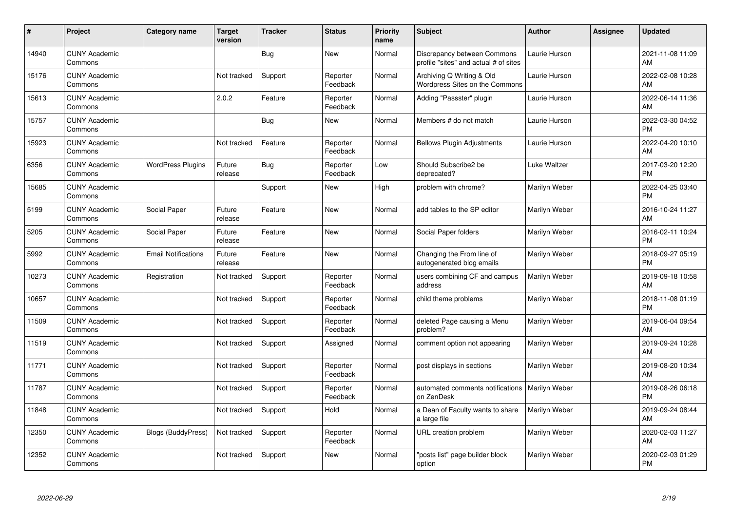| # | Project | Category name | Target version | Tracker | Status | Priority name | Subject | Author | Assignee | Updated |
|---|---|---|---|---|---|---|---|---|---|---|
| 14940 | CUNY Academic Commons | | | Bug | New | Normal | Discrepancy between Commons profile "sites" and actual # of sites | Laurie Hurson | | 2021-11-08 11:09 AM |
| 15176 | CUNY Academic Commons | | Not tracked | Support | Reporter Feedback | Normal | Archiving Q Writing & Old Wordpress Sites on the Commons | Laurie Hurson | | 2022-02-08 10:28 AM |
| 15613 | CUNY Academic Commons | | 2.0.2 | Feature | Reporter Feedback | Normal | Adding "Passster" plugin | Laurie Hurson | | 2022-06-14 11:36 AM |
| 15757 | CUNY Academic Commons | | | Bug | New | Normal | Members # do not match | Laurie Hurson | | 2022-03-30 04:52 PM |
| 15923 | CUNY Academic Commons | | Not tracked | Feature | Reporter Feedback | Normal | Bellows Plugin Adjustments | Laurie Hurson | | 2022-04-20 10:10 AM |
| 6356 | CUNY Academic Commons | WordPress Plugins | Future release | Bug | Reporter Feedback | Low | Should Subscribe2 be deprecated? | Luke Waltzer | | 2017-03-20 12:20 PM |
| 15685 | CUNY Academic Commons | | | Support | New | High | problem with chrome? | Marilyn Weber | | 2022-04-25 03:40 PM |
| 5199 | CUNY Academic Commons | Social Paper | Future release | Feature | New | Normal | add tables to the SP editor | Marilyn Weber | | 2016-10-24 11:27 AM |
| 5205 | CUNY Academic Commons | Social Paper | Future release | Feature | New | Normal | Social Paper folders | Marilyn Weber | | 2016-02-11 10:24 PM |
| 5992 | CUNY Academic Commons | Email Notifications | Future release | Feature | New | Normal | Changing the From line of autogenerated blog emails | Marilyn Weber | | 2018-09-27 05:19 PM |
| 10273 | CUNY Academic Commons | Registration | Not tracked | Support | Reporter Feedback | Normal | users combining CF and campus address | Marilyn Weber | | 2019-09-18 10:58 AM |
| 10657 | CUNY Academic Commons | | Not tracked | Support | Reporter Feedback | Normal | child theme problems | Marilyn Weber | | 2018-11-08 01:19 PM |
| 11509 | CUNY Academic Commons | | Not tracked | Support | Reporter Feedback | Normal | deleted Page causing a Menu problem? | Marilyn Weber | | 2019-06-04 09:54 AM |
| 11519 | CUNY Academic Commons | | Not tracked | Support | Assigned | Normal | comment option not appearing | Marilyn Weber | | 2019-09-24 10:28 AM |
| 11771 | CUNY Academic Commons | | Not tracked | Support | Reporter Feedback | Normal | post displays in sections | Marilyn Weber | | 2019-08-20 10:34 AM |
| 11787 | CUNY Academic Commons | | Not tracked | Support | Reporter Feedback | Normal | automated comments notifications on ZenDesk | Marilyn Weber | | 2019-08-26 06:18 PM |
| 11848 | CUNY Academic Commons | | Not tracked | Support | Hold | Normal | a Dean of Faculty wants to share a large file | Marilyn Weber | | 2019-09-24 08:44 AM |
| 12350 | CUNY Academic Commons | Blogs (BuddyPress) | Not tracked | Support | Reporter Feedback | Normal | URL creation problem | Marilyn Weber | | 2020-02-03 11:27 AM |
| 12352 | CUNY Academic Commons | | Not tracked | Support | New | Normal | "posts list" page builder block option | Marilyn Weber | | 2020-02-03 01:29 PM |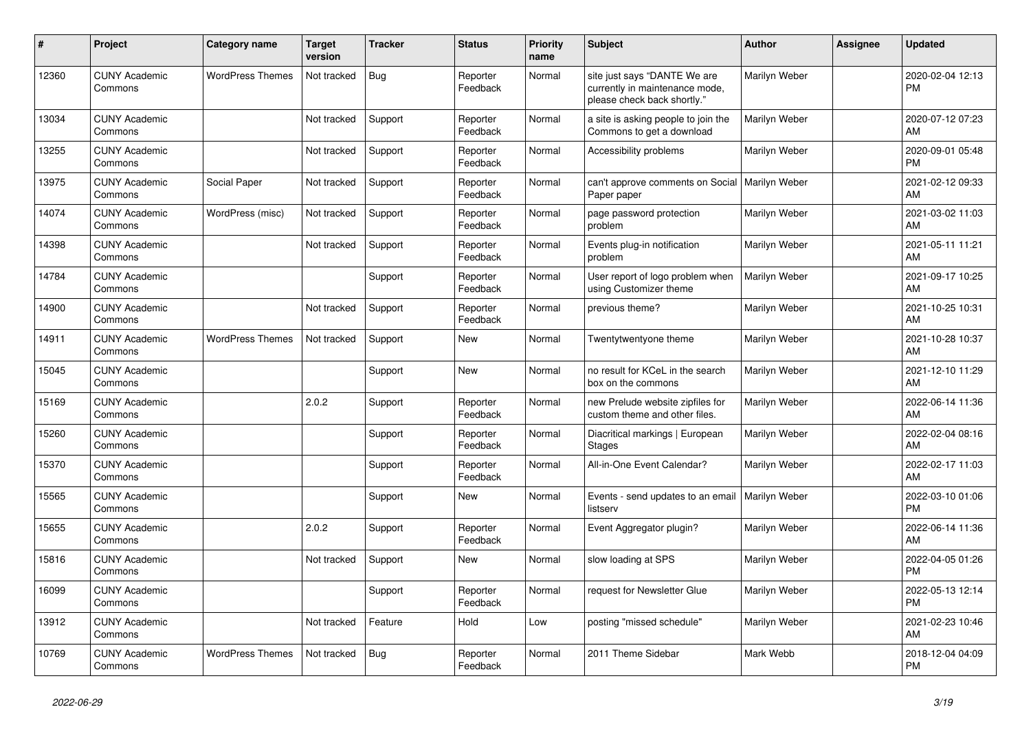| # | Project | Category name | Target version | Tracker | Status | Priority name | Subject | Author | Assignee | Updated |
|---|---|---|---|---|---|---|---|---|---|---|
| 12360 | CUNY Academic Commons | WordPress Themes | Not tracked | Bug | Reporter Feedback | Normal | site just says "DANTE We are currently in maintenance mode, please check back shortly." | Marilyn Weber | | 2020-02-04 12:13 PM |
| 13034 | CUNY Academic Commons | | Not tracked | Support | Reporter Feedback | Normal | a site is asking people to join the Commons to get a download | Marilyn Weber | | 2020-07-12 07:23 AM |
| 13255 | CUNY Academic Commons | | Not tracked | Support | Reporter Feedback | Normal | Accessibility problems | Marilyn Weber | | 2020-09-01 05:48 PM |
| 13975 | CUNY Academic Commons | Social Paper | Not tracked | Support | Reporter Feedback | Normal | can't approve comments on Social Paper paper | Marilyn Weber | | 2021-02-12 09:33 AM |
| 14074 | CUNY Academic Commons | WordPress (misc) | Not tracked | Support | Reporter Feedback | Normal | page password protection problem | Marilyn Weber | | 2021-03-02 11:03 AM |
| 14398 | CUNY Academic Commons | | Not tracked | Support | Reporter Feedback | Normal | Events plug-in notification problem | Marilyn Weber | | 2021-05-11 11:21 AM |
| 14784 | CUNY Academic Commons | | | Support | Reporter Feedback | Normal | User report of logo problem when using Customizer theme | Marilyn Weber | | 2021-09-17 10:25 AM |
| 14900 | CUNY Academic Commons | | Not tracked | Support | Reporter Feedback | Normal | previous theme? | Marilyn Weber | | 2021-10-25 10:31 AM |
| 14911 | CUNY Academic Commons | WordPress Themes | Not tracked | Support | New | Normal | Twentytwentyone theme | Marilyn Weber | | 2021-10-28 10:37 AM |
| 15045 | CUNY Academic Commons | | | Support | New | Normal | no result for KCeL in the search box on the commons | Marilyn Weber | | 2021-12-10 11:29 AM |
| 15169 | CUNY Academic Commons | | 2.0.2 | Support | Reporter Feedback | Normal | new Prelude website zipfiles for custom theme and other files. | Marilyn Weber | | 2022-06-14 11:36 AM |
| 15260 | CUNY Academic Commons | | | Support | Reporter Feedback | Normal | Diacritical markings \| European Stages | Marilyn Weber | | 2022-02-04 08:16 AM |
| 15370 | CUNY Academic Commons | | | Support | Reporter Feedback | Normal | All-in-One Event Calendar? | Marilyn Weber | | 2022-02-17 11:03 AM |
| 15565 | CUNY Academic Commons | | | Support | New | Normal | Events - send updates to an email listserv | Marilyn Weber | | 2022-03-10 01:06 PM |
| 15655 | CUNY Academic Commons | | 2.0.2 | Support | Reporter Feedback | Normal | Event Aggregator plugin? | Marilyn Weber | | 2022-06-14 11:36 AM |
| 15816 | CUNY Academic Commons | | Not tracked | Support | New | Normal | slow loading at SPS | Marilyn Weber | | 2022-04-05 01:26 PM |
| 16099 | CUNY Academic Commons | | | Support | Reporter Feedback | Normal | request for Newsletter Glue | Marilyn Weber | | 2022-05-13 12:14 PM |
| 13912 | CUNY Academic Commons | | Not tracked | Feature | Hold | Low | posting "missed schedule" | Marilyn Weber | | 2021-02-23 10:46 AM |
| 10769 | CUNY Academic Commons | WordPress Themes | Not tracked | Bug | Reporter Feedback | Normal | 2011 Theme Sidebar | Mark Webb | | 2018-12-04 04:09 PM |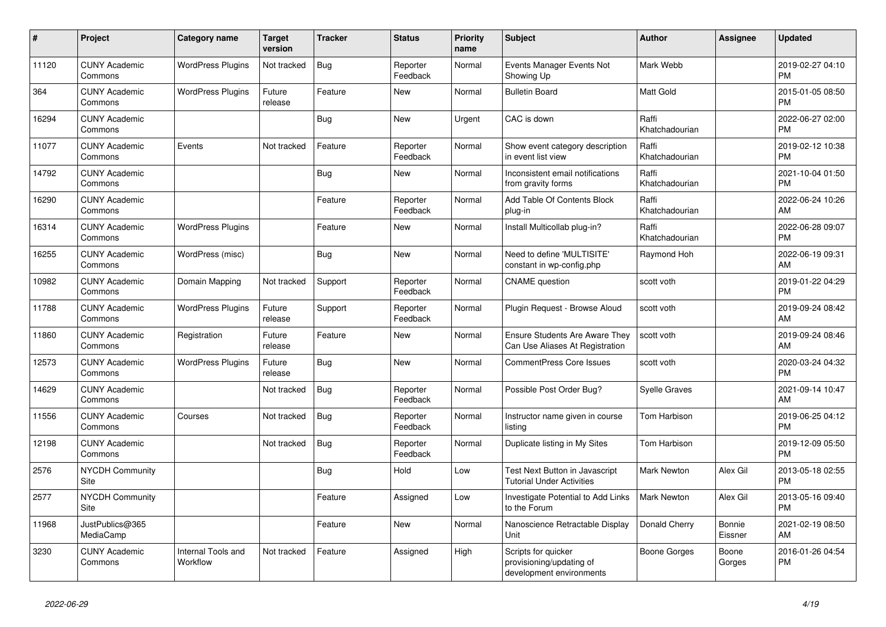| # | Project | Category name | Target version | Tracker | Status | Priority name | Subject | Author | Assignee | Updated |
|---|---|---|---|---|---|---|---|---|---|---|
| 11120 | CUNY Academic Commons | WordPress Plugins | Not tracked | Bug | Reporter Feedback | Normal | Events Manager Events Not Showing Up | Mark Webb | | 2019-02-27 04:10 PM |
| 364 | CUNY Academic Commons | WordPress Plugins | Future release | Feature | New | Normal | Bulletin Board | Matt Gold | | 2015-01-05 08:50 PM |
| 16294 | CUNY Academic Commons | | | Bug | New | Urgent | CAC is down | Raffi Khatchadourian | | 2022-06-27 02:00 PM |
| 11077 | CUNY Academic Commons | Events | Not tracked | Feature | Reporter Feedback | Normal | Show event category description in event list view | Raffi Khatchadourian | | 2019-02-12 10:38 PM |
| 14792 | CUNY Academic Commons | | | Bug | New | Normal | Inconsistent email notifications from gravity forms | Raffi Khatchadourian | | 2021-10-04 01:50 PM |
| 16290 | CUNY Academic Commons | | | Feature | Reporter Feedback | Normal | Add Table Of Contents Block plug-in | Raffi Khatchadourian | | 2022-06-24 10:26 AM |
| 16314 | CUNY Academic Commons | WordPress Plugins | | Feature | New | Normal | Install Multicollab plug-in? | Raffi Khatchadourian | | 2022-06-28 09:07 PM |
| 16255 | CUNY Academic Commons | WordPress (misc) | | Bug | New | Normal | Need to define 'MULTISITE' constant in wp-config.php | Raymond Hoh | | 2022-06-19 09:31 AM |
| 10982 | CUNY Academic Commons | Domain Mapping | Not tracked | Support | Reporter Feedback | Normal | CNAME question | scott voth | | 2019-01-22 04:29 PM |
| 11788 | CUNY Academic Commons | WordPress Plugins | Future release | Support | Reporter Feedback | Normal | Plugin Request - Browse Aloud | scott voth | | 2019-09-24 08:42 AM |
| 11860 | CUNY Academic Commons | Registration | Future release | Feature | New | Normal | Ensure Students Are Aware They Can Use Aliases At Registration | scott voth | | 2019-09-24 08:46 AM |
| 12573 | CUNY Academic Commons | WordPress Plugins | Future release | Bug | New | Normal | CommentPress Core Issues | scott voth | | 2020-03-24 04:32 PM |
| 14629 | CUNY Academic Commons | | Not tracked | Bug | Reporter Feedback | Normal | Possible Post Order Bug? | Syelle Graves | | 2021-09-14 10:47 AM |
| 11556 | CUNY Academic Commons | Courses | Not tracked | Bug | Reporter Feedback | Normal | Instructor name given in course listing | Tom Harbison | | 2019-06-25 04:12 PM |
| 12198 | CUNY Academic Commons | | Not tracked | Bug | Reporter Feedback | Normal | Duplicate listing in My Sites | Tom Harbison | | 2019-12-09 05:50 PM |
| 2576 | NYCDH Community Site | | | Bug | Hold | Low | Test Next Button in Javascript Tutorial Under Activities | Mark Newton | Alex Gil | 2013-05-18 02:55 PM |
| 2577 | NYCDH Community Site | | | Feature | Assigned | Low | Investigate Potential to Add Links to the Forum | Mark Newton | Alex Gil | 2013-05-16 09:40 PM |
| 11968 | JustPublics@365 MediaCamp | | | Feature | New | Normal | Nanoscience Retractable Display Unit | Donald Cherry | Bonnie Eissner | 2021-02-19 08:50 AM |
| 3230 | CUNY Academic Commons | Internal Tools and Workflow | Not tracked | Feature | Assigned | High | Scripts for quicker provisioning/updating of development environments | Boone Gorges | Boone Gorges | 2016-01-26 04:54 PM |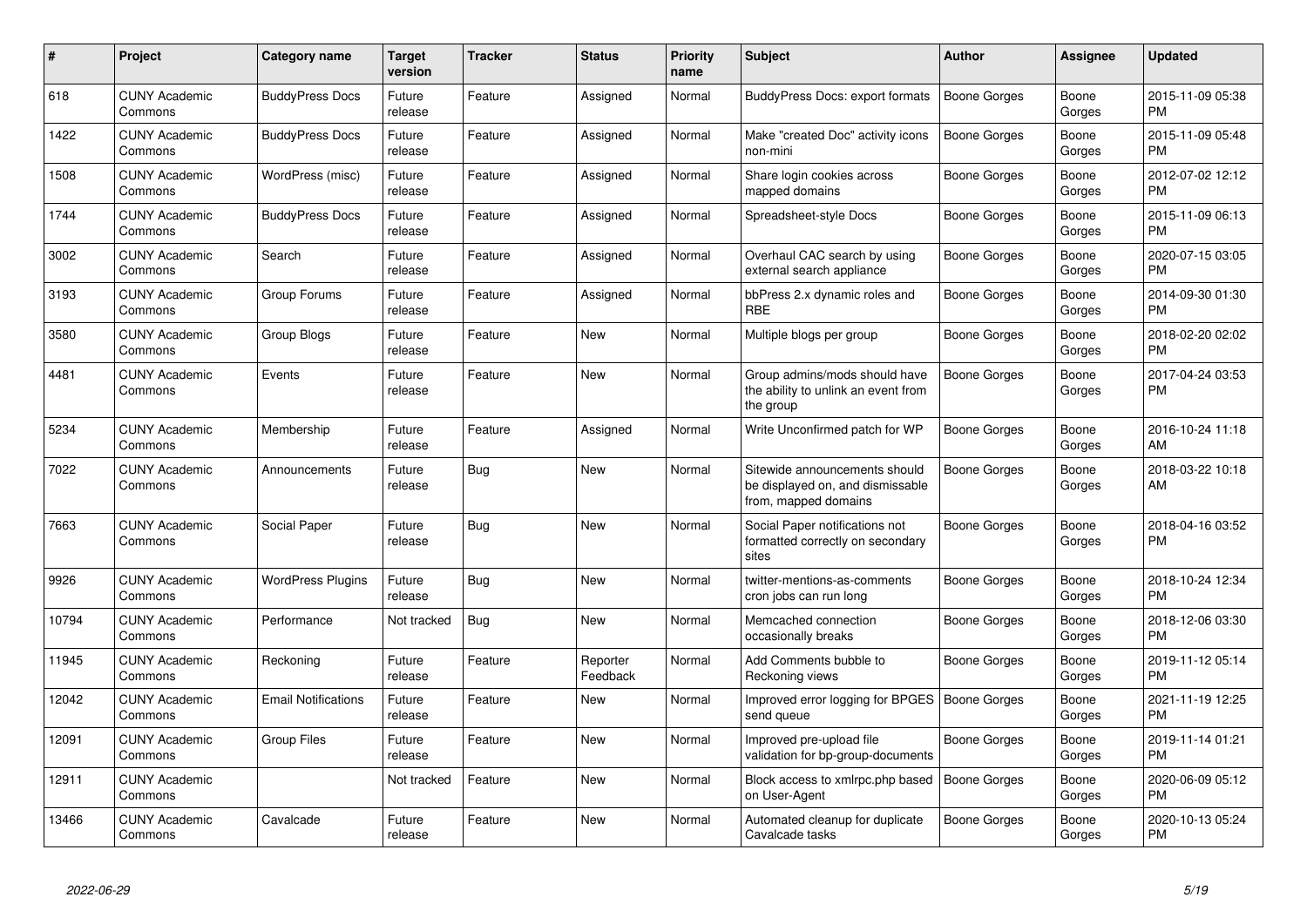| # | Project | Category name | Target version | Tracker | Status | Priority name | Subject | Author | Assignee | Updated |
|---|---|---|---|---|---|---|---|---|---|---|
| 618 | CUNY Academic Commons | BuddyPress Docs | Future release | Feature | Assigned | Normal | BuddyPress Docs: export formats | Boone Gorges | Boone Gorges | 2015-11-09 05:38 PM |
| 1422 | CUNY Academic Commons | BuddyPress Docs | Future release | Feature | Assigned | Normal | Make "created Doc" activity icons non-mini | Boone Gorges | Boone Gorges | 2015-11-09 05:48 PM |
| 1508 | CUNY Academic Commons | WordPress (misc) | Future release | Feature | Assigned | Normal | Share login cookies across mapped domains | Boone Gorges | Boone Gorges | 2012-07-02 12:12 PM |
| 1744 | CUNY Academic Commons | BuddyPress Docs | Future release | Feature | Assigned | Normal | Spreadsheet-style Docs | Boone Gorges | Boone Gorges | 2015-11-09 06:13 PM |
| 3002 | CUNY Academic Commons | Search | Future release | Feature | Assigned | Normal | Overhaul CAC search by using external search appliance | Boone Gorges | Boone Gorges | 2020-07-15 03:05 PM |
| 3193 | CUNY Academic Commons | Group Forums | Future release | Feature | Assigned | Normal | bbPress 2.x dynamic roles and RBE | Boone Gorges | Boone Gorges | 2014-09-30 01:30 PM |
| 3580 | CUNY Academic Commons | Group Blogs | Future release | Feature | New | Normal | Multiple blogs per group | Boone Gorges | Boone Gorges | 2018-02-20 02:02 PM |
| 4481 | CUNY Academic Commons | Events | Future release | Feature | New | Normal | Group admins/mods should have the ability to unlink an event from the group | Boone Gorges | Boone Gorges | 2017-04-24 03:53 PM |
| 5234 | CUNY Academic Commons | Membership | Future release | Feature | Assigned | Normal | Write Unconfirmed patch for WP | Boone Gorges | Boone Gorges | 2016-10-24 11:18 AM |
| 7022 | CUNY Academic Commons | Announcements | Future release | Bug | New | Normal | Sitewide announcements should be displayed on, and dismissable from, mapped domains | Boone Gorges | Boone Gorges | 2018-03-22 10:18 AM |
| 7663 | CUNY Academic Commons | Social Paper | Future release | Bug | New | Normal | Social Paper notifications not formatted correctly on secondary sites | Boone Gorges | Boone Gorges | 2018-04-16 03:52 PM |
| 9926 | CUNY Academic Commons | WordPress Plugins | Future release | Bug | New | Normal | twitter-mentions-as-comments cron jobs can run long | Boone Gorges | Boone Gorges | 2018-10-24 12:34 PM |
| 10794 | CUNY Academic Commons | Performance | Not tracked | Bug | New | Normal | Memcached connection occasionally breaks | Boone Gorges | Boone Gorges | 2018-12-06 03:30 PM |
| 11945 | CUNY Academic Commons | Reckoning | Future release | Feature | Reporter Feedback | Normal | Add Comments bubble to Reckoning views | Boone Gorges | Boone Gorges | 2019-11-12 05:14 PM |
| 12042 | CUNY Academic Commons | Email Notifications | Future release | Feature | New | Normal | Improved error logging for BPGES send queue | Boone Gorges | Boone Gorges | 2021-11-19 12:25 PM |
| 12091 | CUNY Academic Commons | Group Files | Future release | Feature | New | Normal | Improved pre-upload file validation for bp-group-documents | Boone Gorges | Boone Gorges | 2019-11-14 01:21 PM |
| 12911 | CUNY Academic Commons | | Not tracked | Feature | New | Normal | Block access to xmlrpc.php based on User-Agent | Boone Gorges | Boone Gorges | 2020-06-09 05:12 PM |
| 13466 | CUNY Academic Commons | Cavalcade | Future release | Feature | New | Normal | Automated cleanup for duplicate Cavalcade tasks | Boone Gorges | Boone Gorges | 2020-10-13 05:24 PM |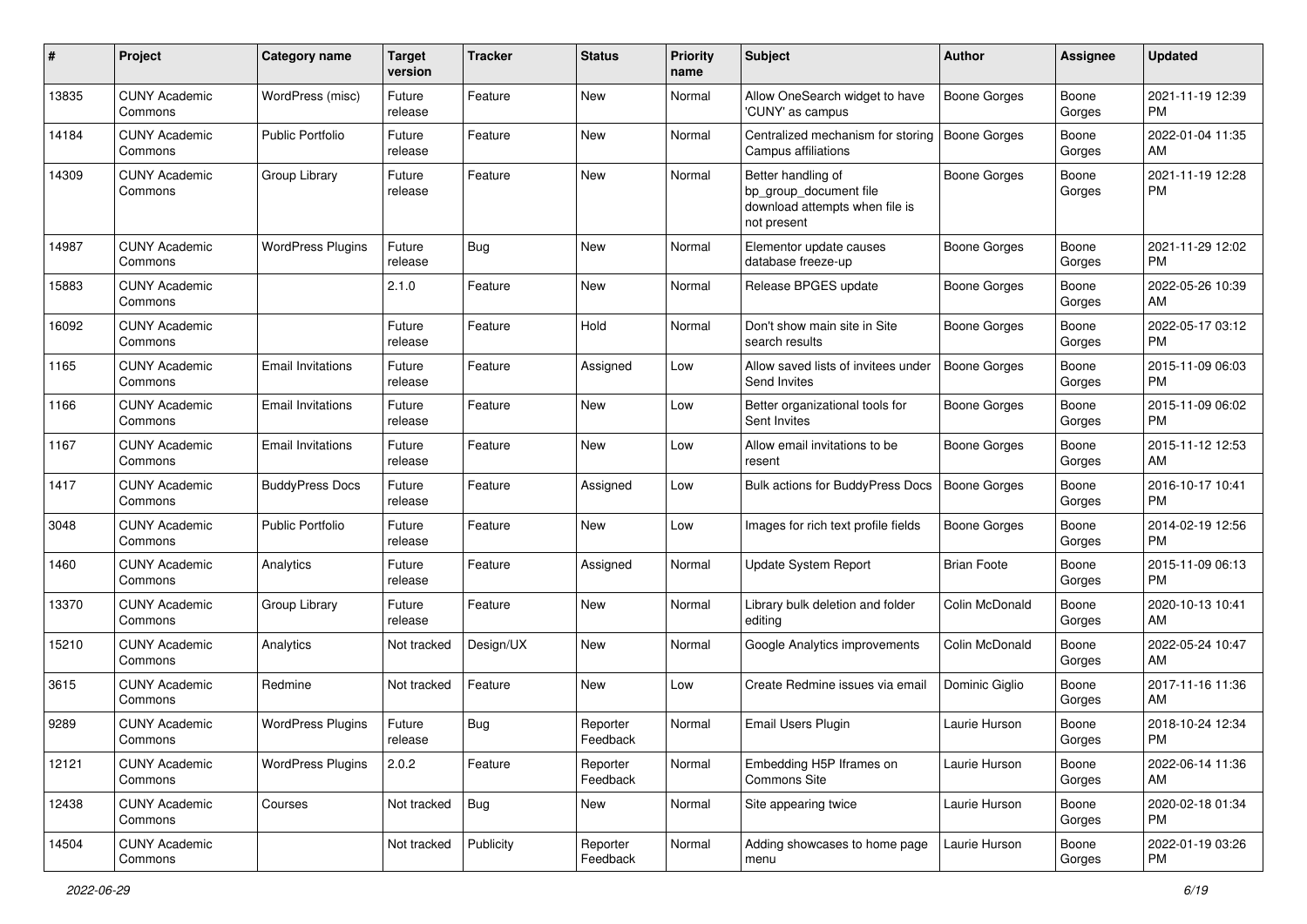| # | Project | Category name | Target version | Tracker | Status | Priority name | Subject | Author | Assignee | Updated |
|---|---|---|---|---|---|---|---|---|---|---|
| 13835 | CUNY Academic Commons | WordPress (misc) | Future release | Feature | New | Normal | Allow OneSearch widget to have 'CUNY' as campus | Boone Gorges | Boone Gorges | 2021-11-19 12:39 PM |
| 14184 | CUNY Academic Commons | Public Portfolio | Future release | Feature | New | Normal | Centralized mechanism for storing Campus affiliations | Boone Gorges | Boone Gorges | 2022-01-04 11:35 AM |
| 14309 | CUNY Academic Commons | Group Library | Future release | Feature | New | Normal | Better handling of bp_group_document file download attempts when file is not present | Boone Gorges | Boone Gorges | 2021-11-19 12:28 PM |
| 14987 | CUNY Academic Commons | WordPress Plugins | Future release | Bug | New | Normal | Elementor update causes database freeze-up | Boone Gorges | Boone Gorges | 2021-11-29 12:02 PM |
| 15883 | CUNY Academic Commons | | 2.1.0 | Feature | New | Normal | Release BPGES update | Boone Gorges | Boone Gorges | 2022-05-26 10:39 AM |
| 16092 | CUNY Academic Commons | | Future release | Feature | Hold | Normal | Don't show main site in Site search results | Boone Gorges | Boone Gorges | 2022-05-17 03:12 PM |
| 1165 | CUNY Academic Commons | Email Invitations | Future release | Feature | Assigned | Low | Allow saved lists of invitees under Send Invites | Boone Gorges | Boone Gorges | 2015-11-09 06:03 PM |
| 1166 | CUNY Academic Commons | Email Invitations | Future release | Feature | New | Low | Better organizational tools for Sent Invites | Boone Gorges | Boone Gorges | 2015-11-09 06:02 PM |
| 1167 | CUNY Academic Commons | Email Invitations | Future release | Feature | New | Low | Allow email invitations to be resent | Boone Gorges | Boone Gorges | 2015-11-12 12:53 AM |
| 1417 | CUNY Academic Commons | BuddyPress Docs | Future release | Feature | Assigned | Low | Bulk actions for BuddyPress Docs | Boone Gorges | Boone Gorges | 2016-10-17 10:41 PM |
| 3048 | CUNY Academic Commons | Public Portfolio | Future release | Feature | New | Low | Images for rich text profile fields | Boone Gorges | Boone Gorges | 2014-02-19 12:56 PM |
| 1460 | CUNY Academic Commons | Analytics | Future release | Feature | Assigned | Normal | Update System Report | Brian Foote | Boone Gorges | 2015-11-09 06:13 PM |
| 13370 | CUNY Academic Commons | Group Library | Future release | Feature | New | Normal | Library bulk deletion and folder editing | Colin McDonald | Boone Gorges | 2020-10-13 10:41 AM |
| 15210 | CUNY Academic Commons | Analytics | Not tracked | Design/UX | New | Normal | Google Analytics improvements | Colin McDonald | Boone Gorges | 2022-05-24 10:47 AM |
| 3615 | CUNY Academic Commons | Redmine | Not tracked | Feature | New | Low | Create Redmine issues via email | Dominic Giglio | Boone Gorges | 2017-11-16 11:36 AM |
| 9289 | CUNY Academic Commons | WordPress Plugins | Future release | Bug | Reporter Feedback | Normal | Email Users Plugin | Laurie Hurson | Boone Gorges | 2018-10-24 12:34 PM |
| 12121 | CUNY Academic Commons | WordPress Plugins | 2.0.2 | Feature | Reporter Feedback | Normal | Embedding H5P Iframes on Commons Site | Laurie Hurson | Boone Gorges | 2022-06-14 11:36 AM |
| 12438 | CUNY Academic Commons | Courses | Not tracked | Bug | New | Normal | Site appearing twice | Laurie Hurson | Boone Gorges | 2020-02-18 01:34 PM |
| 14504 | CUNY Academic Commons | | Not tracked | Publicity | Reporter Feedback | Normal | Adding showcases to home page menu | Laurie Hurson | Boone Gorges | 2022-01-19 03:26 PM |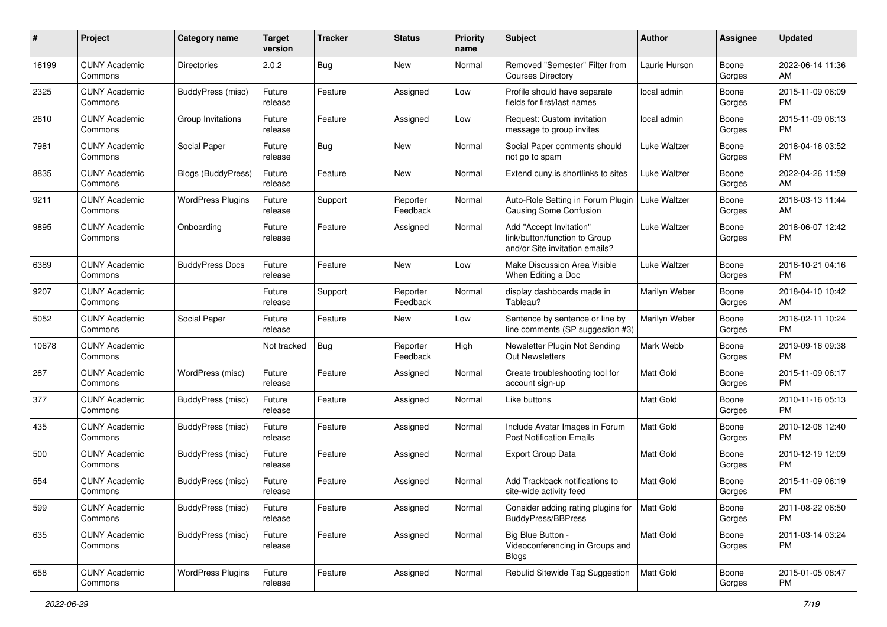| # | Project | Category name | Target version | Tracker | Status | Priority name | Subject | Author | Assignee | Updated |
|---|---|---|---|---|---|---|---|---|---|---|
| 16199 | CUNY Academic Commons | Directories | 2.0.2 | Bug | New | Normal | Removed "Semester" Filter from Courses Directory | Laurie Hurson | Boone Gorges | 2022-06-14 11:36 AM |
| 2325 | CUNY Academic Commons | BuddyPress (misc) | Future release | Feature | Assigned | Low | Profile should have separate fields for first/last names | local admin | Boone Gorges | 2015-11-09 06:09 PM |
| 2610 | CUNY Academic Commons | Group Invitations | Future release | Feature | Assigned | Low | Request: Custom invitation message to group invites | local admin | Boone Gorges | 2015-11-09 06:13 PM |
| 7981 | CUNY Academic Commons | Social Paper | Future release | Bug | New | Normal | Social Paper comments should not go to spam | Luke Waltzer | Boone Gorges | 2018-04-16 03:52 PM |
| 8835 | CUNY Academic Commons | Blogs (BuddyPress) | Future release | Feature | New | Normal | Extend cuny.is shortlinks to sites | Luke Waltzer | Boone Gorges | 2022-04-26 11:59 AM |
| 9211 | CUNY Academic Commons | WordPress Plugins | Future release | Support | Reporter Feedback | Normal | Auto-Role Setting in Forum Plugin Causing Some Confusion | Luke Waltzer | Boone Gorges | 2018-03-13 11:44 AM |
| 9895 | CUNY Academic Commons | Onboarding | Future release | Feature | Assigned | Normal | Add "Accept Invitation" link/button/function to Group and/or Site invitation emails? | Luke Waltzer | Boone Gorges | 2018-06-07 12:42 PM |
| 6389 | CUNY Academic Commons | BuddyPress Docs | Future release | Feature | New | Low | Make Discussion Area Visible When Editing a Doc | Luke Waltzer | Boone Gorges | 2016-10-21 04:16 PM |
| 9207 | CUNY Academic Commons | | Future release | Support | Reporter Feedback | Normal | display dashboards made in Tableau? | Marilyn Weber | Boone Gorges | 2018-04-10 10:42 AM |
| 5052 | CUNY Academic Commons | Social Paper | Future release | Feature | New | Low | Sentence by sentence or line by line comments (SP suggestion #3) | Marilyn Weber | Boone Gorges | 2016-02-11 10:24 PM |
| 10678 | CUNY Academic Commons | | Not tracked | Bug | Reporter Feedback | High | Newsletter Plugin Not Sending Out Newsletters | Mark Webb | Boone Gorges | 2019-09-16 09:38 PM |
| 287 | CUNY Academic Commons | WordPress (misc) | Future release | Feature | Assigned | Normal | Create troubleshooting tool for account sign-up | Matt Gold | Boone Gorges | 2015-11-09 06:17 PM |
| 377 | CUNY Academic Commons | BuddyPress (misc) | Future release | Feature | Assigned | Normal | Like buttons | Matt Gold | Boone Gorges | 2010-11-16 05:13 PM |
| 435 | CUNY Academic Commons | BuddyPress (misc) | Future release | Feature | Assigned | Normal | Include Avatar Images in Forum Post Notification Emails | Matt Gold | Boone Gorges | 2010-12-08 12:40 PM |
| 500 | CUNY Academic Commons | BuddyPress (misc) | Future release | Feature | Assigned | Normal | Export Group Data | Matt Gold | Boone Gorges | 2010-12-19 12:09 PM |
| 554 | CUNY Academic Commons | BuddyPress (misc) | Future release | Feature | Assigned | Normal | Add Trackback notifications to site-wide activity feed | Matt Gold | Boone Gorges | 2015-11-09 06:19 PM |
| 599 | CUNY Academic Commons | BuddyPress (misc) | Future release | Feature | Assigned | Normal | Consider adding rating plugins for BuddyPress/BBPress | Matt Gold | Boone Gorges | 2011-08-22 06:50 PM |
| 635 | CUNY Academic Commons | BuddyPress (misc) | Future release | Feature | Assigned | Normal | Big Blue Button - Videoconferencing in Groups and Blogs | Matt Gold | Boone Gorges | 2011-03-14 03:24 PM |
| 658 | CUNY Academic Commons | WordPress Plugins | Future release | Feature | Assigned | Normal | Rebulid Sitewide Tag Suggestion | Matt Gold | Boone Gorges | 2015-01-05 08:47 PM |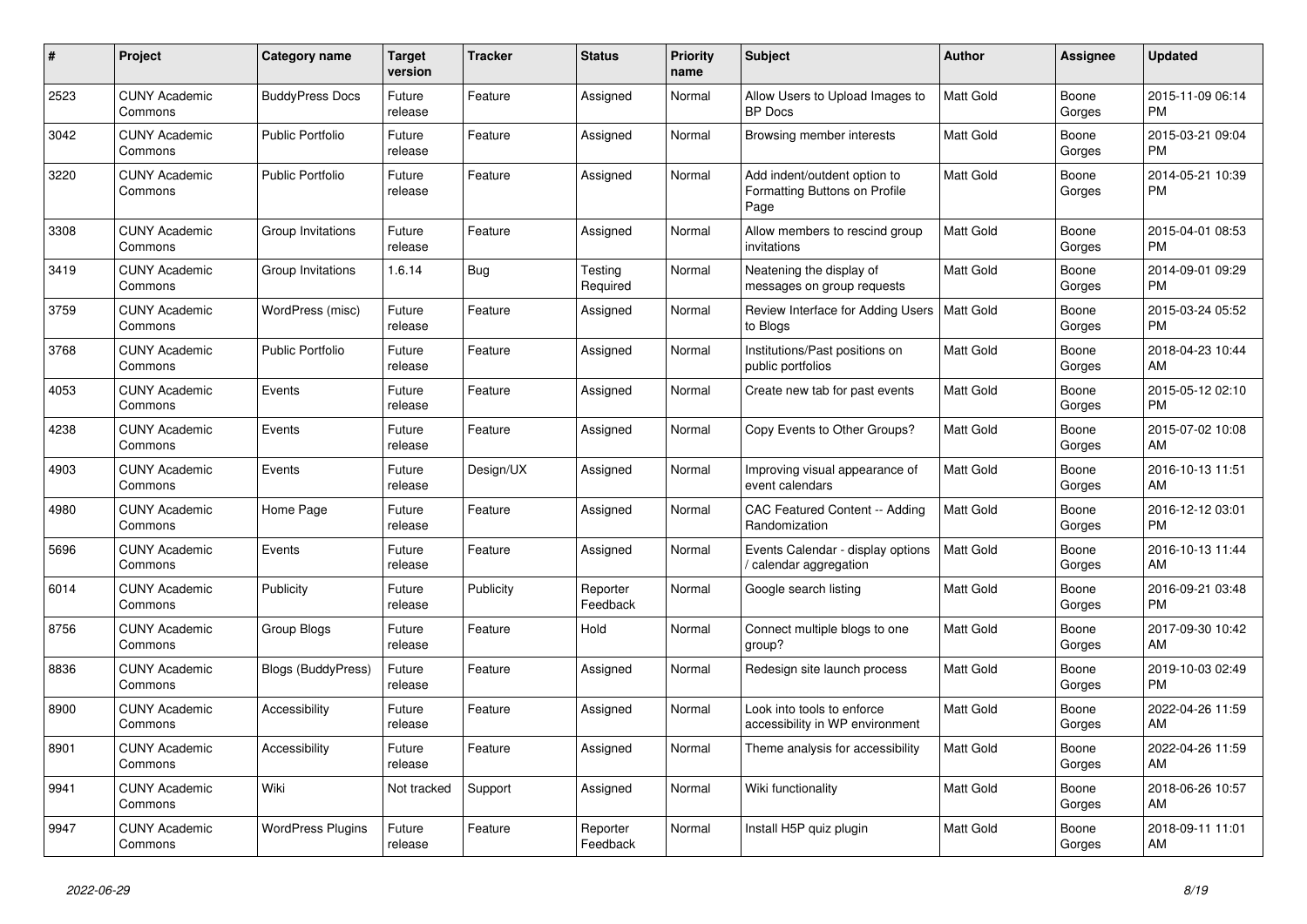| # | Project | Category name | Target version | Tracker | Status | Priority name | Subject | Author | Assignee | Updated |
|---|---|---|---|---|---|---|---|---|---|---|
| 2523 | CUNY Academic Commons | BuddyPress Docs | Future release | Feature | Assigned | Normal | Allow Users to Upload Images to BP Docs | Matt Gold | Boone Gorges | 2015-11-09 06:14 PM |
| 3042 | CUNY Academic Commons | Public Portfolio | Future release | Feature | Assigned | Normal | Browsing member interests | Matt Gold | Boone Gorges | 2015-03-21 09:04 PM |
| 3220 | CUNY Academic Commons | Public Portfolio | Future release | Feature | Assigned | Normal | Add indent/outdent option to Formatting Buttons on Profile Page | Matt Gold | Boone Gorges | 2014-05-21 10:39 PM |
| 3308 | CUNY Academic Commons | Group Invitations | Future release | Feature | Assigned | Normal | Allow members to rescind group invitations | Matt Gold | Boone Gorges | 2015-04-01 08:53 PM |
| 3419 | CUNY Academic Commons | Group Invitations | 1.6.14 | Bug | Testing Required | Normal | Neatening the display of messages on group requests | Matt Gold | Boone Gorges | 2014-09-01 09:29 PM |
| 3759 | CUNY Academic Commons | WordPress (misc) | Future release | Feature | Assigned | Normal | Review Interface for Adding Users to Blogs | Matt Gold | Boone Gorges | 2015-03-24 05:52 PM |
| 3768 | CUNY Academic Commons | Public Portfolio | Future release | Feature | Assigned | Normal | Institutions/Past positions on public portfolios | Matt Gold | Boone Gorges | 2018-04-23 10:44 AM |
| 4053 | CUNY Academic Commons | Events | Future release | Feature | Assigned | Normal | Create new tab for past events | Matt Gold | Boone Gorges | 2015-05-12 02:10 PM |
| 4238 | CUNY Academic Commons | Events | Future release | Feature | Assigned | Normal | Copy Events to Other Groups? | Matt Gold | Boone Gorges | 2015-07-02 10:08 AM |
| 4903 | CUNY Academic Commons | Events | Future release | Design/UX | Assigned | Normal | Improving visual appearance of event calendars | Matt Gold | Boone Gorges | 2016-10-13 11:51 AM |
| 4980 | CUNY Academic Commons | Home Page | Future release | Feature | Assigned | Normal | CAC Featured Content -- Adding Randomization | Matt Gold | Boone Gorges | 2016-12-12 03:01 PM |
| 5696 | CUNY Academic Commons | Events | Future release | Feature | Assigned | Normal | Events Calendar - display options / calendar aggregation | Matt Gold | Boone Gorges | 2016-10-13 11:44 AM |
| 6014 | CUNY Academic Commons | Publicity | Future release | Publicity | Reporter Feedback | Normal | Google search listing | Matt Gold | Boone Gorges | 2016-09-21 03:48 PM |
| 8756 | CUNY Academic Commons | Group Blogs | Future release | Feature | Hold | Normal | Connect multiple blogs to one group? | Matt Gold | Boone Gorges | 2017-09-30 10:42 AM |
| 8836 | CUNY Academic Commons | Blogs (BuddyPress) | Future release | Feature | Assigned | Normal | Redesign site launch process | Matt Gold | Boone Gorges | 2019-10-03 02:49 PM |
| 8900 | CUNY Academic Commons | Accessibility | Future release | Feature | Assigned | Normal | Look into tools to enforce accessibility in WP environment | Matt Gold | Boone Gorges | 2022-04-26 11:59 AM |
| 8901 | CUNY Academic Commons | Accessibility | Future release | Feature | Assigned | Normal | Theme analysis for accessibility | Matt Gold | Boone Gorges | 2022-04-26 11:59 AM |
| 9941 | CUNY Academic Commons | Wiki | Not tracked | Support | Assigned | Normal | Wiki functionality | Matt Gold | Boone Gorges | 2018-06-26 10:57 AM |
| 9947 | CUNY Academic Commons | WordPress Plugins | Future release | Feature | Reporter Feedback | Normal | Install H5P quiz plugin | Matt Gold | Boone Gorges | 2018-09-11 11:01 AM |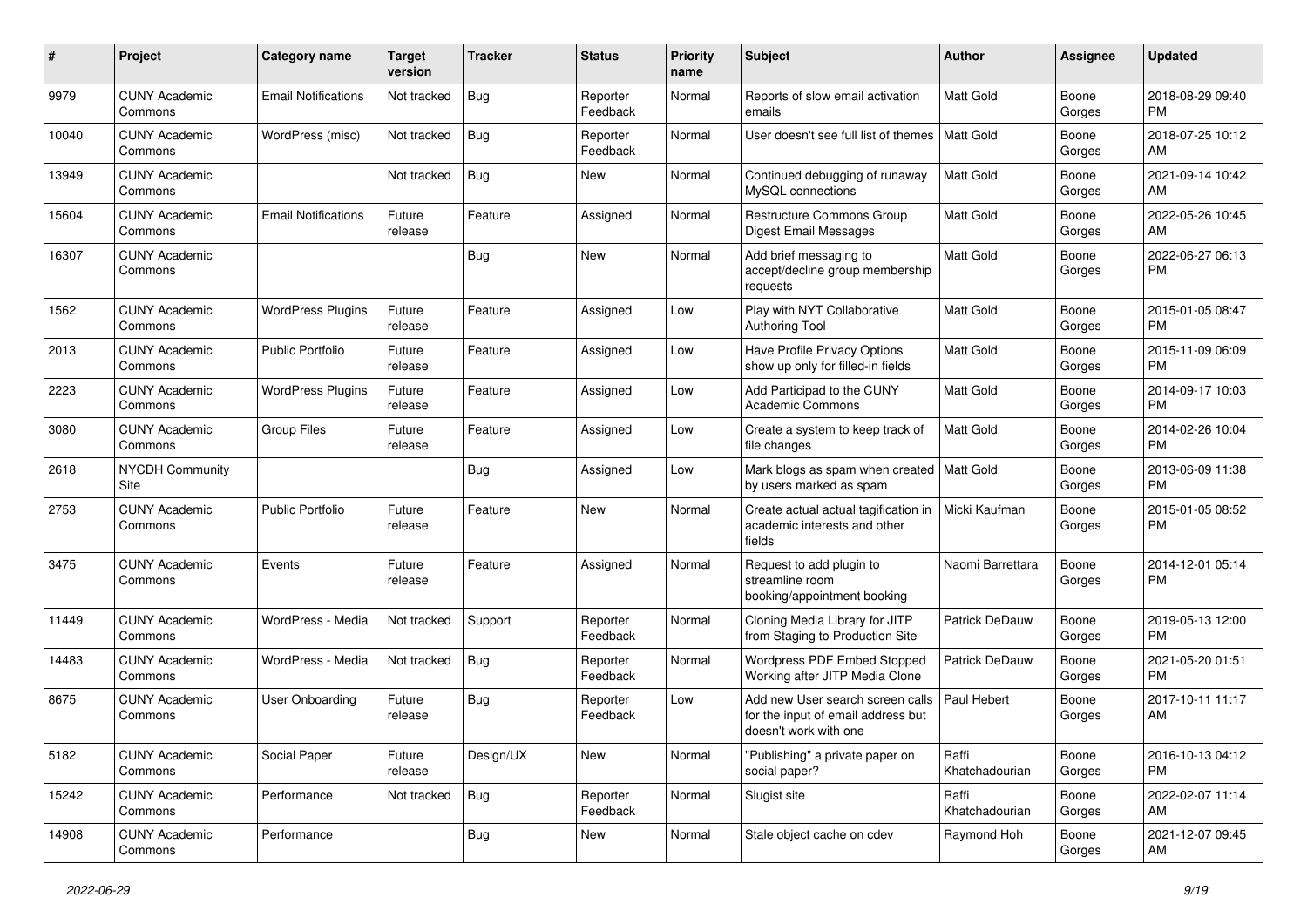| # | Project | Category name | Target version | Tracker | Status | Priority name | Subject | Author | Assignee | Updated |
|---|---|---|---|---|---|---|---|---|---|---|
| 9979 | CUNY Academic Commons | Email Notifications | Not tracked | Bug | Reporter Feedback | Normal | Reports of slow email activation emails | Matt Gold | Boone Gorges | 2018-08-29 09:40 PM |
| 10040 | CUNY Academic Commons | WordPress (misc) | Not tracked | Bug | Reporter Feedback | Normal | User doesn't see full list of themes | Matt Gold | Boone Gorges | 2018-07-25 10:12 AM |
| 13949 | CUNY Academic Commons | | Not tracked | Bug | New | Normal | Continued debugging of runaway MySQL connections | Matt Gold | Boone Gorges | 2021-09-14 10:42 AM |
| 15604 | CUNY Academic Commons | Email Notifications | Future release | Feature | Assigned | Normal | Restructure Commons Group Digest Email Messages | Matt Gold | Boone Gorges | 2022-05-26 10:45 AM |
| 16307 | CUNY Academic Commons | | | Bug | New | Normal | Add brief messaging to accept/decline group membership requests | Matt Gold | Boone Gorges | 2022-06-27 06:13 PM |
| 1562 | CUNY Academic Commons | WordPress Plugins | Future release | Feature | Assigned | Low | Play with NYT Collaborative Authoring Tool | Matt Gold | Boone Gorges | 2015-01-05 08:47 PM |
| 2013 | CUNY Academic Commons | Public Portfolio | Future release | Feature | Assigned | Low | Have Profile Privacy Options show up only for filled-in fields | Matt Gold | Boone Gorges | 2015-11-09 06:09 PM |
| 2223 | CUNY Academic Commons | WordPress Plugins | Future release | Feature | Assigned | Low | Add Participad to the CUNY Academic Commons | Matt Gold | Boone Gorges | 2014-09-17 10:03 PM |
| 3080 | CUNY Academic Commons | Group Files | Future release | Feature | Assigned | Low | Create a system to keep track of file changes | Matt Gold | Boone Gorges | 2014-02-26 10:04 PM |
| 2618 | NYCDH Community Site | | | Bug | Assigned | Low | Mark blogs as spam when created by users marked as spam | Matt Gold | Boone Gorges | 2013-06-09 11:38 PM |
| 2753 | CUNY Academic Commons | Public Portfolio | Future release | Feature | New | Normal | Create actual actual tagification in academic interests and other fields | Micki Kaufman | Boone Gorges | 2015-01-05 08:52 PM |
| 3475 | CUNY Academic Commons | Events | Future release | Feature | Assigned | Normal | Request to add plugin to streamline room booking/appointment booking | Naomi Barrettara | Boone Gorges | 2014-12-01 05:14 PM |
| 11449 | CUNY Academic Commons | WordPress - Media | Not tracked | Support | Reporter Feedback | Normal | Cloning Media Library for JITP from Staging to Production Site | Patrick DeDauw | Boone Gorges | 2019-05-13 12:00 PM |
| 14483 | CUNY Academic Commons | WordPress - Media | Not tracked | Bug | Reporter Feedback | Normal | Wordpress PDF Embed Stopped Working after JITP Media Clone | Patrick DeDauw | Boone Gorges | 2021-05-20 01:51 PM |
| 8675 | CUNY Academic Commons | User Onboarding | Future release | Bug | Reporter Feedback | Low | Add new User search screen calls for the input of email address but doesn't work with one | Paul Hebert | Boone Gorges | 2017-10-11 11:17 AM |
| 5182 | CUNY Academic Commons | Social Paper | Future release | Design/UX | New | Normal | "Publishing" a private paper on social paper? | Raffi Khatchadourian | Boone Gorges | 2016-10-13 04:12 PM |
| 15242 | CUNY Academic Commons | Performance | Not tracked | Bug | Reporter Feedback | Normal | Slugist site | Raffi Khatchadourian | Boone Gorges | 2022-02-07 11:14 AM |
| 14908 | CUNY Academic Commons | Performance | | Bug | New | Normal | Stale object cache on cdev | Raymond Hoh | Boone Gorges | 2021-12-07 09:45 AM |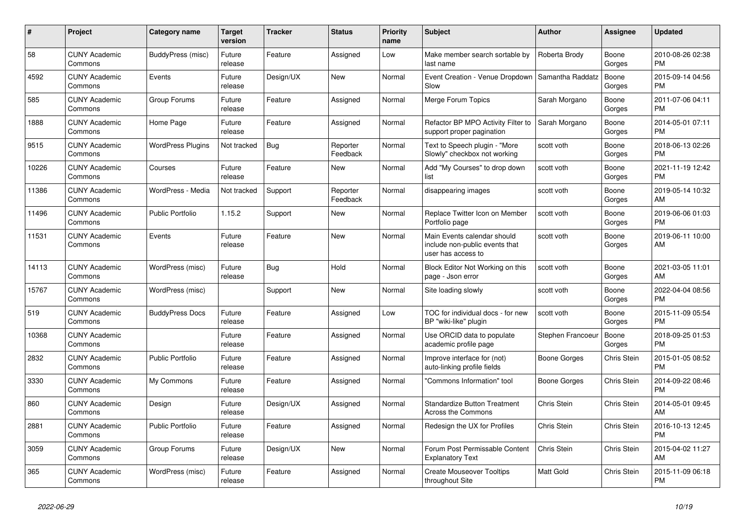| # | Project | Category name | Target version | Tracker | Status | Priority name | Subject | Author | Assignee | Updated |
|---|---|---|---|---|---|---|---|---|---|---|
| 58 | CUNY Academic Commons | BuddyPress (misc) | Future release | Feature | Assigned | Low | Make member search sortable by last name | Roberta Brody | Boone Gorges | 2010-08-26 02:38 PM |
| 4592 | CUNY Academic Commons | Events | Future release | Design/UX | New | Normal | Event Creation - Venue Dropdown Slow | Samantha Raddatz | Boone Gorges | 2015-09-14 04:56 PM |
| 585 | CUNY Academic Commons | Group Forums | Future release | Feature | Assigned | Normal | Merge Forum Topics | Sarah Morgano | Boone Gorges | 2011-07-06 04:11 PM |
| 1888 | CUNY Academic Commons | Home Page | Future release | Feature | Assigned | Normal | Refactor BP MPO Activity Filter to support proper pagination | Sarah Morgano | Boone Gorges | 2014-05-01 07:11 PM |
| 9515 | CUNY Academic Commons | WordPress Plugins | Not tracked | Bug | Reporter Feedback | Normal | Text to Speech plugin - "More Slowly" checkbox not working | scott voth | Boone Gorges | 2018-06-13 02:26 PM |
| 10226 | CUNY Academic Commons | Courses | Future release | Feature | New | Normal | Add "My Courses" to drop down list | scott voth | Boone Gorges | 2021-11-19 12:42 PM |
| 11386 | CUNY Academic Commons | WordPress - Media | Not tracked | Support | Reporter Feedback | Normal | disappearing images | scott voth | Boone Gorges | 2019-05-14 10:32 AM |
| 11496 | CUNY Academic Commons | Public Portfolio | 1.15.2 | Support | New | Normal | Replace Twitter Icon on Member Portfolio page | scott voth | Boone Gorges | 2019-06-06 01:03 PM |
| 11531 | CUNY Academic Commons | Events | Future release | Feature | New | Normal | Main Events calendar should include non-public events that user has access to | scott voth | Boone Gorges | 2019-06-11 10:00 AM |
| 14113 | CUNY Academic Commons | WordPress (misc) | Future release | Bug | Hold | Normal | Block Editor Not Working on this page - Json error | scott voth | Boone Gorges | 2021-03-05 11:01 AM |
| 15767 | CUNY Academic Commons | WordPress (misc) | | Support | New | Normal | Site loading slowly | scott voth | Boone Gorges | 2022-04-04 08:56 PM |
| 519 | CUNY Academic Commons | BuddyPress Docs | Future release | Feature | Assigned | Low | TOC for individual docs - for new BP "wiki-like" plugin | scott voth | Boone Gorges | 2015-11-09 05:54 PM |
| 10368 | CUNY Academic Commons | | Future release | Feature | Assigned | Normal | Use ORCID data to populate academic profile page | Stephen Francoeur | Boone Gorges | 2018-09-25 01:53 PM |
| 2832 | CUNY Academic Commons | Public Portfolio | Future release | Feature | Assigned | Normal | Improve interface for (not) auto-linking profile fields | Boone Gorges | Chris Stein | 2015-01-05 08:52 PM |
| 3330 | CUNY Academic Commons | My Commons | Future release | Feature | Assigned | Normal | "Commons Information" tool | Boone Gorges | Chris Stein | 2014-09-22 08:46 PM |
| 860 | CUNY Academic Commons | Design | Future release | Design/UX | Assigned | Normal | Standardize Button Treatment Across the Commons | Chris Stein | Chris Stein | 2014-05-01 09:45 AM |
| 2881 | CUNY Academic Commons | Public Portfolio | Future release | Feature | Assigned | Normal | Redesign the UX for Profiles | Chris Stein | Chris Stein | 2016-10-13 12:45 PM |
| 3059 | CUNY Academic Commons | Group Forums | Future release | Design/UX | New | Normal | Forum Post Permissable Content Explanatory Text | Chris Stein | Chris Stein | 2015-04-02 11:27 AM |
| 365 | CUNY Academic Commons | WordPress (misc) | Future release | Feature | Assigned | Normal | Create Mouseover Tooltips throughout Site | Matt Gold | Chris Stein | 2015-11-09 06:18 PM |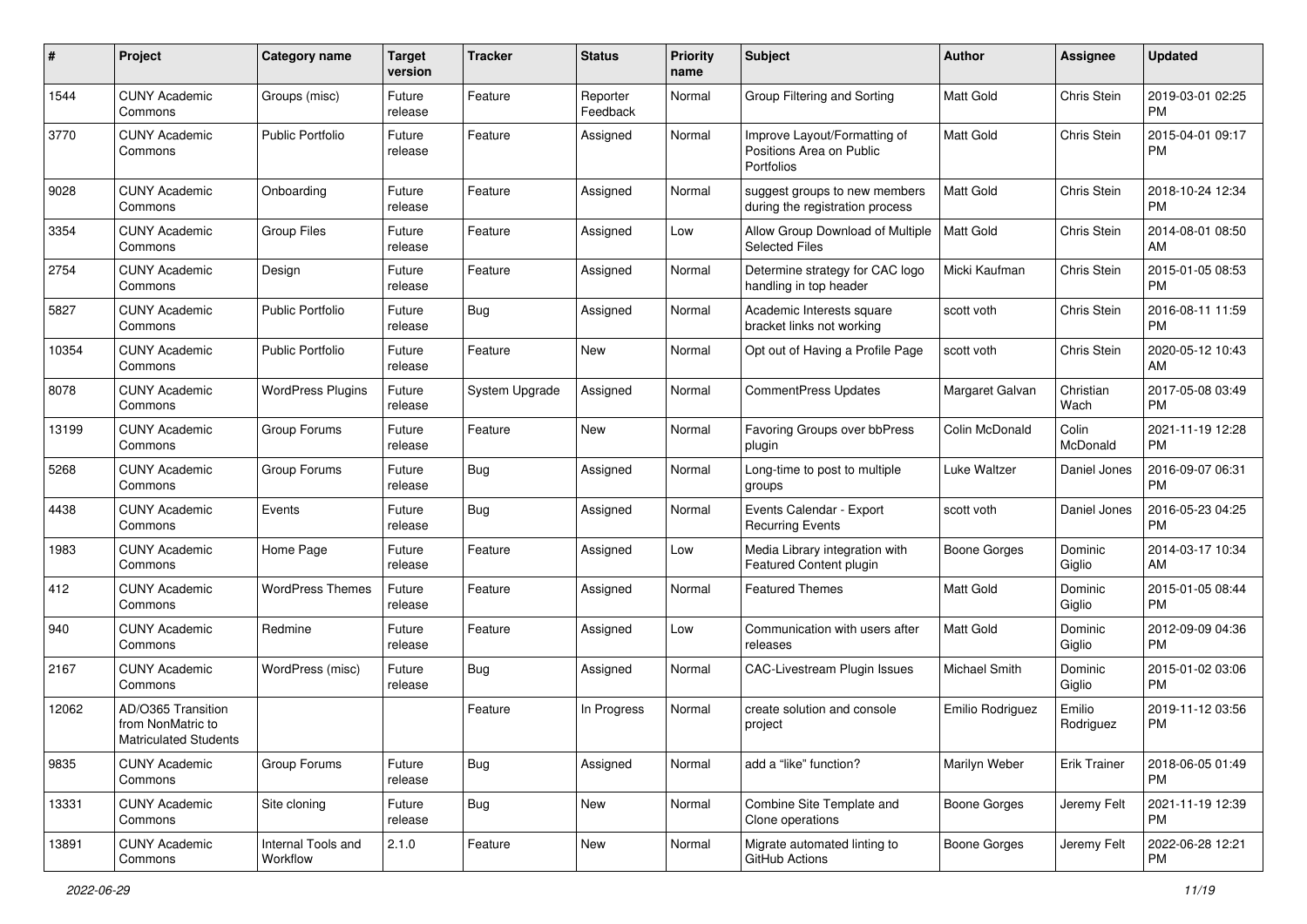| # | Project | Category name | Target version | Tracker | Status | Priority name | Subject | Author | Assignee | Updated |
|---|---|---|---|---|---|---|---|---|---|---|
| 1544 | CUNY Academic Commons | Groups (misc) | Future release | Feature | Reporter Feedback | Normal | Group Filtering and Sorting | Matt Gold | Chris Stein | 2019-03-01 02:25 PM |
| 3770 | CUNY Academic Commons | Public Portfolio | Future release | Feature | Assigned | Normal | Improve Layout/Formatting of Positions Area on Public Portfolios | Matt Gold | Chris Stein | 2015-04-01 09:17 PM |
| 9028 | CUNY Academic Commons | Onboarding | Future release | Feature | Assigned | Normal | suggest groups to new members during the registration process | Matt Gold | Chris Stein | 2018-10-24 12:34 PM |
| 3354 | CUNY Academic Commons | Group Files | Future release | Feature | Assigned | Low | Allow Group Download of Multiple Selected Files | Matt Gold | Chris Stein | 2014-08-01 08:50 AM |
| 2754 | CUNY Academic Commons | Design | Future release | Feature | Assigned | Normal | Determine strategy for CAC logo handling in top header | Micki Kaufman | Chris Stein | 2015-01-05 08:53 PM |
| 5827 | CUNY Academic Commons | Public Portfolio | Future release | Bug | Assigned | Normal | Academic Interests square bracket links not working | scott voth | Chris Stein | 2016-08-11 11:59 PM |
| 10354 | CUNY Academic Commons | Public Portfolio | Future release | Feature | New | Normal | Opt out of Having a Profile Page | scott voth | Chris Stein | 2020-05-12 10:43 AM |
| 8078 | CUNY Academic Commons | WordPress Plugins | Future release | System Upgrade | Assigned | Normal | CommentPress Updates | Margaret Galvan | Christian Wach | 2017-05-08 03:49 PM |
| 13199 | CUNY Academic Commons | Group Forums | Future release | Feature | New | Normal | Favoring Groups over bbPress plugin | Colin McDonald | Colin McDonald | 2021-11-19 12:28 PM |
| 5268 | CUNY Academic Commons | Group Forums | Future release | Bug | Assigned | Normal | Long-time to post to multiple groups | Luke Waltzer | Daniel Jones | 2016-09-07 06:31 PM |
| 4438 | CUNY Academic Commons | Events | Future release | Bug | Assigned | Normal | Events Calendar - Export Recurring Events | scott voth | Daniel Jones | 2016-05-23 04:25 PM |
| 1983 | CUNY Academic Commons | Home Page | Future release | Feature | Assigned | Low | Media Library integration with Featured Content plugin | Boone Gorges | Dominic Giglio | 2014-03-17 10:34 AM |
| 412 | CUNY Academic Commons | WordPress Themes | Future release | Feature | Assigned | Normal | Featured Themes | Matt Gold | Dominic Giglio | 2015-01-05 08:44 PM |
| 940 | CUNY Academic Commons | Redmine | Future release | Feature | Assigned | Low | Communication with users after releases | Matt Gold | Dominic Giglio | 2012-09-09 04:36 PM |
| 2167 | CUNY Academic Commons | WordPress (misc) | Future release | Bug | Assigned | Normal | CAC-Livestream Plugin Issues | Michael Smith | Dominic Giglio | 2015-01-02 03:06 PM |
| 12062 | AD/O365 Transition from NonMatric to Matriculated Students | | | Feature | In Progress | Normal | create solution and console project | Emilio Rodriguez | Emilio Rodriguez | 2019-11-12 03:56 PM |
| 9835 | CUNY Academic Commons | Group Forums | Future release | Bug | Assigned | Normal | add a "like" function? | Marilyn Weber | Erik Trainer | 2018-06-05 01:49 PM |
| 13331 | CUNY Academic Commons | Site cloning | Future release | Bug | New | Normal | Combine Site Template and Clone operations | Boone Gorges | Jeremy Felt | 2021-11-19 12:39 PM |
| 13891 | CUNY Academic Commons | Internal Tools and Workflow | 2.1.0 | Feature | New | Normal | Migrate automated linting to GitHub Actions | Boone Gorges | Jeremy Felt | 2022-06-28 12:21 PM |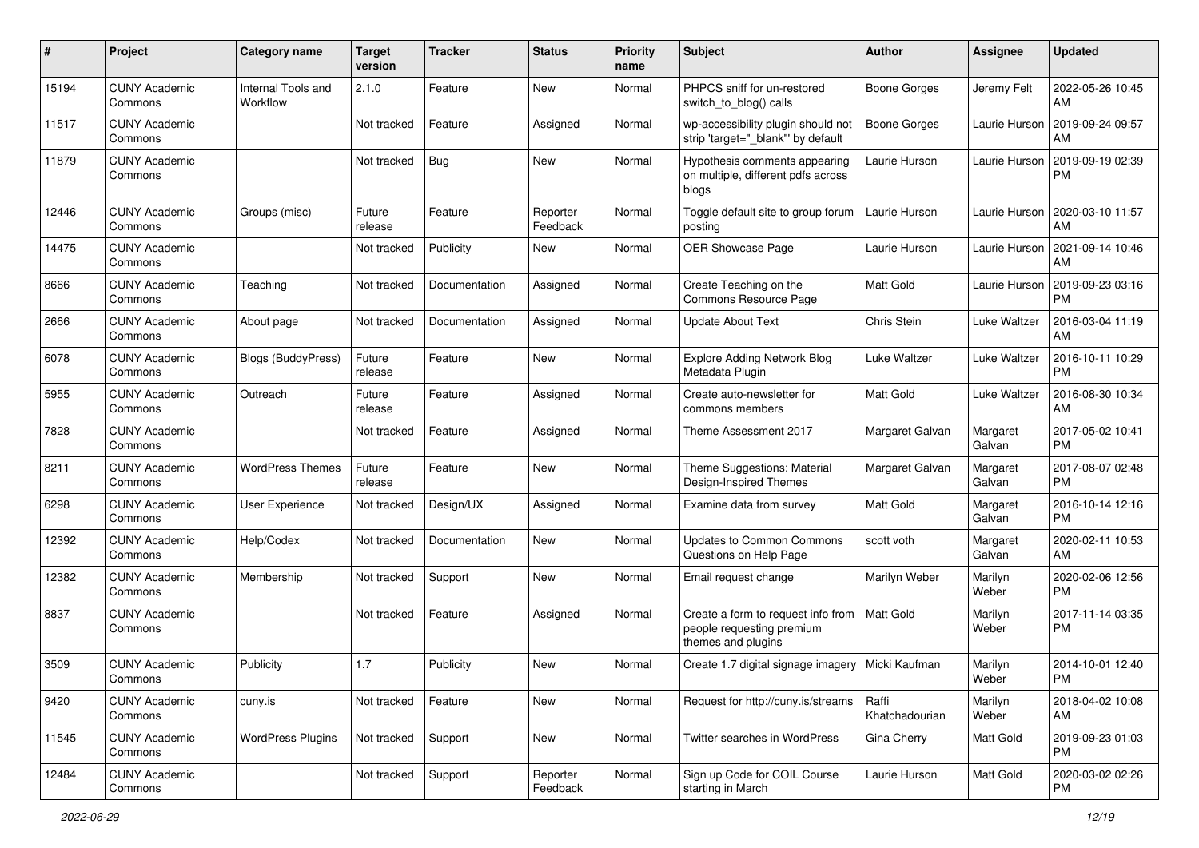| # | Project | Category name | Target version | Tracker | Status | Priority name | Subject | Author | Assignee | Updated |
|---|---|---|---|---|---|---|---|---|---|---|
| 15194 | CUNY Academic Commons | Internal Tools and Workflow | 2.1.0 | Feature | New | Normal | PHPCS sniff for un-restored switch_to_blog() calls | Boone Gorges | Jeremy Felt | 2022-05-26 10:45 AM |
| 11517 | CUNY Academic Commons | | Not tracked | Feature | Assigned | Normal | wp-accessibility plugin should not strip 'target="_blank"' by default | Boone Gorges | Laurie Hurson | 2019-09-24 09:57 AM |
| 11879 | CUNY Academic Commons | | Not tracked | Bug | New | Normal | Hypothesis comments appearing on multiple, different pdfs across blogs | Laurie Hurson | Laurie Hurson | 2019-09-19 02:39 PM |
| 12446 | CUNY Academic Commons | Groups (misc) | Future release | Feature | Reporter Feedback | Normal | Toggle default site to group forum posting | Laurie Hurson | Laurie Hurson | 2020-03-10 11:57 AM |
| 14475 | CUNY Academic Commons | | Not tracked | Publicity | New | Normal | OER Showcase Page | Laurie Hurson | Laurie Hurson | 2021-09-14 10:46 AM |
| 8666 | CUNY Academic Commons | Teaching | Not tracked | Documentation | Assigned | Normal | Create Teaching on the Commons Resource Page | Matt Gold | Laurie Hurson | 2019-09-23 03:16 PM |
| 2666 | CUNY Academic Commons | About page | Not tracked | Documentation | Assigned | Normal | Update About Text | Chris Stein | Luke Waltzer | 2016-03-04 11:19 AM |
| 6078 | CUNY Academic Commons | Blogs (BuddyPress) | Future release | Feature | New | Normal | Explore Adding Network Blog Metadata Plugin | Luke Waltzer | Luke Waltzer | 2016-10-11 10:29 PM |
| 5955 | CUNY Academic Commons | Outreach | Future release | Feature | Assigned | Normal | Create auto-newsletter for commons members | Matt Gold | Luke Waltzer | 2016-08-30 10:34 AM |
| 7828 | CUNY Academic Commons | | Not tracked | Feature | Assigned | Normal | Theme Assessment 2017 | Margaret Galvan | Margaret Galvan | 2017-05-02 10:41 PM |
| 8211 | CUNY Academic Commons | WordPress Themes | Future release | Feature | New | Normal | Theme Suggestions: Material Design-Inspired Themes | Margaret Galvan | Margaret Galvan | 2017-08-07 02:48 PM |
| 6298 | CUNY Academic Commons | User Experience | Not tracked | Design/UX | Assigned | Normal | Examine data from survey | Matt Gold | Margaret Galvan | 2016-10-14 12:16 PM |
| 12392 | CUNY Academic Commons | Help/Codex | Not tracked | Documentation | New | Normal | Updates to Common Commons Questions on Help Page | scott voth | Margaret Galvan | 2020-02-11 10:53 AM |
| 12382 | CUNY Academic Commons | Membership | Not tracked | Support | New | Normal | Email request change | Marilyn Weber | Marilyn Weber | 2020-02-06 12:56 PM |
| 8837 | CUNY Academic Commons | | Not tracked | Feature | Assigned | Normal | Create a form to request info from people requesting premium themes and plugins | Matt Gold | Marilyn Weber | 2017-11-14 03:35 PM |
| 3509 | CUNY Academic Commons | Publicity | 1.7 | Publicity | New | Normal | Create 1.7 digital signage imagery | Micki Kaufman | Marilyn Weber | 2014-10-01 12:40 PM |
| 9420 | CUNY Academic Commons | cuny.is | Not tracked | Feature | New | Normal | Request for http://cuny.is/streams | Raffi Khatchadourian | Marilyn Weber | 2018-04-02 10:08 AM |
| 11545 | CUNY Academic Commons | WordPress Plugins | Not tracked | Support | New | Normal | Twitter searches in WordPress | Gina Cherry | Matt Gold | 2019-09-23 01:03 PM |
| 12484 | CUNY Academic Commons | | Not tracked | Support | Reporter Feedback | Normal | Sign up Code for COIL Course starting in March | Laurie Hurson | Matt Gold | 2020-03-02 02:26 PM |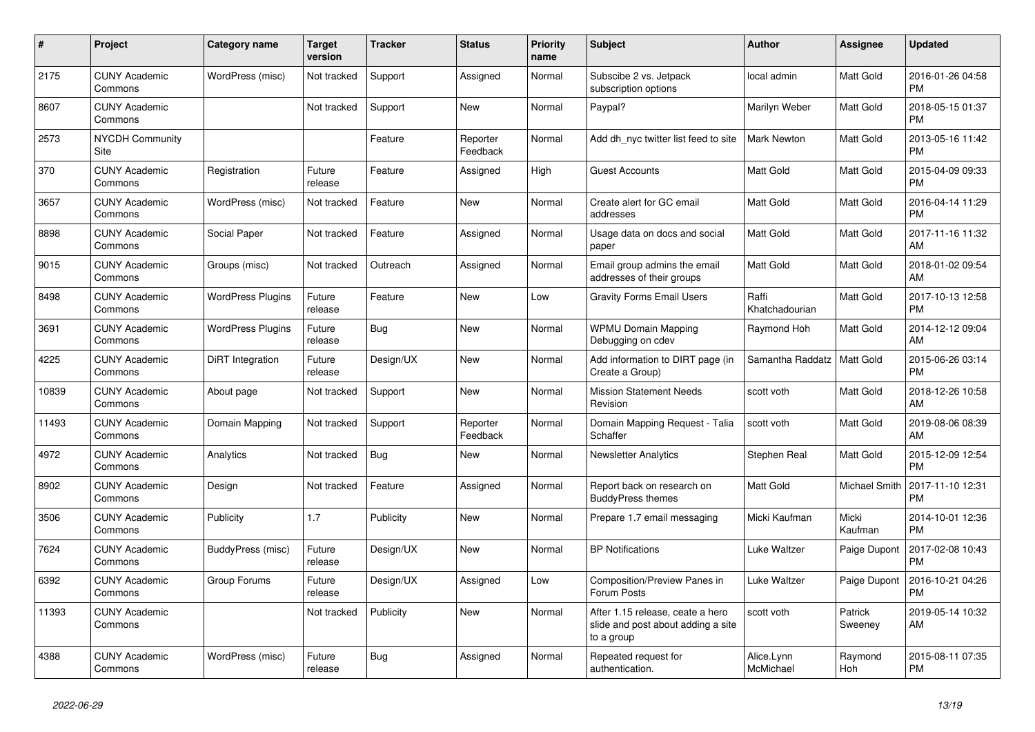| # | Project | Category name | Target version | Tracker | Status | Priority name | Subject | Author | Assignee | Updated |
|---|---|---|---|---|---|---|---|---|---|---|
| 2175 | CUNY Academic Commons | WordPress (misc) | Not tracked | Support | Assigned | Normal | Subscibe 2 vs. Jetpack subscription options | local admin | Matt Gold | 2016-01-26 04:58 PM |
| 8607 | CUNY Academic Commons | | Not tracked | Support | New | Normal | Paypal? | Marilyn Weber | Matt Gold | 2018-05-15 01:37 PM |
| 2573 | NYCDH Community Site | | | Feature | Reporter Feedback | Normal | Add dh_nyc twitter list feed to site | Mark Newton | Matt Gold | 2013-05-16 11:42 PM |
| 370 | CUNY Academic Commons | Registration | Future release | Feature | Assigned | High | Guest Accounts | Matt Gold | Matt Gold | 2015-04-09 09:33 PM |
| 3657 | CUNY Academic Commons | WordPress (misc) | Not tracked | Feature | New | Normal | Create alert for GC email addresses | Matt Gold | Matt Gold | 2016-04-14 11:29 PM |
| 8898 | CUNY Academic Commons | Social Paper | Not tracked | Feature | Assigned | Normal | Usage data on docs and social paper | Matt Gold | Matt Gold | 2017-11-16 11:32 AM |
| 9015 | CUNY Academic Commons | Groups (misc) | Not tracked | Outreach | Assigned | Normal | Email group admins the email addresses of their groups | Matt Gold | Matt Gold | 2018-01-02 09:54 AM |
| 8498 | CUNY Academic Commons | WordPress Plugins | Future release | Feature | New | Low | Gravity Forms Email Users | Raffi Khatchadourian | Matt Gold | 2017-10-13 12:58 PM |
| 3691 | CUNY Academic Commons | WordPress Plugins | Future release | Bug | New | Normal | WPMU Domain Mapping Debugging on cdev | Raymond Hoh | Matt Gold | 2014-12-12 09:04 AM |
| 4225 | CUNY Academic Commons | DiRT Integration | Future release | Design/UX | New | Normal | Add information to DIRT page (in Create a Group) | Samantha Raddatz | Matt Gold | 2015-06-26 03:14 PM |
| 10839 | CUNY Academic Commons | About page | Not tracked | Support | New | Normal | Mission Statement Needs Revision | scott voth | Matt Gold | 2018-12-26 10:58 AM |
| 11493 | CUNY Academic Commons | Domain Mapping | Not tracked | Support | Reporter Feedback | Normal | Domain Mapping Request - Talia Schaffer | scott voth | Matt Gold | 2019-08-06 08:39 AM |
| 4972 | CUNY Academic Commons | Analytics | Not tracked | Bug | New | Normal | Newsletter Analytics | Stephen Real | Matt Gold | 2015-12-09 12:54 PM |
| 8902 | CUNY Academic Commons | Design | Not tracked | Feature | Assigned | Normal | Report back on research on BuddyPress themes | Matt Gold | Michael Smith | 2017-11-10 12:31 PM |
| 3506 | CUNY Academic Commons | Publicity | 1.7 | Publicity | New | Normal | Prepare 1.7 email messaging | Micki Kaufman | Micki Kaufman | 2014-10-01 12:36 PM |
| 7624 | CUNY Academic Commons | BuddyPress (misc) | Future release | Design/UX | New | Normal | BP Notifications | Luke Waltzer | Paige Dupont | 2017-02-08 10:43 PM |
| 6392 | CUNY Academic Commons | Group Forums | Future release | Design/UX | Assigned | Low | Composition/Preview Panes in Forum Posts | Luke Waltzer | Paige Dupont | 2016-10-21 04:26 PM |
| 11393 | CUNY Academic Commons | | Not tracked | Publicity | New | Normal | After 1.15 release, ceate a hero slide and post about adding a site to a group | scott voth | Patrick Sweeney | 2019-05-14 10:32 AM |
| 4388 | CUNY Academic Commons | WordPress (misc) | Future release | Bug | Assigned | Normal | Repeated request for authentication. | Alice.Lynn McMichael | Raymond Hoh | 2015-08-11 07:35 PM |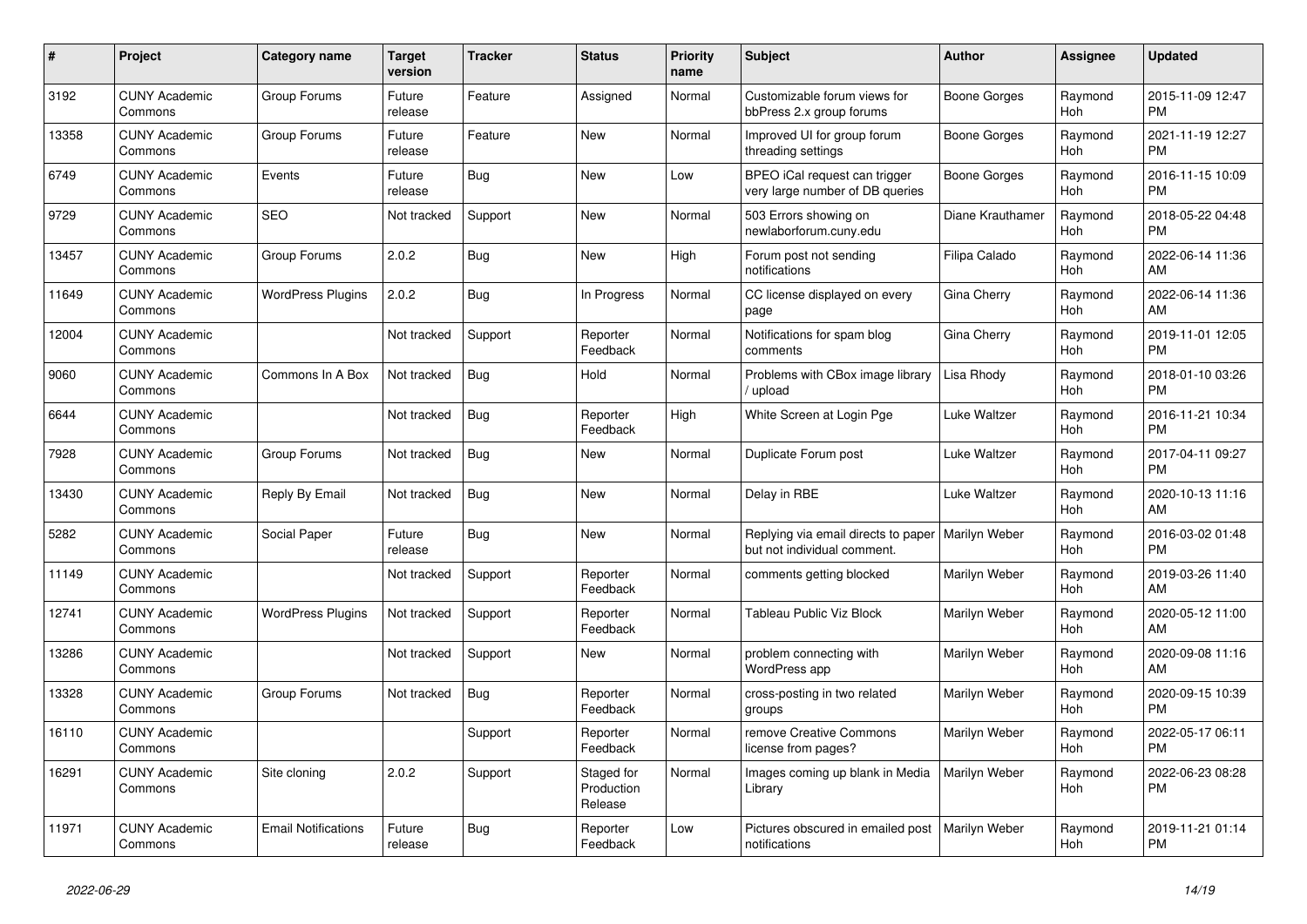| # | Project | Category name | Target version | Tracker | Status | Priority name | Subject | Author | Assignee | Updated |
|---|---|---|---|---|---|---|---|---|---|---|
| 3192 | CUNY Academic Commons | Group Forums | Future release | Feature | Assigned | Normal | Customizable forum views for bbPress 2.x group forums | Boone Gorges | Raymond Hoh | 2015-11-09 12:47 PM |
| 13358 | CUNY Academic Commons | Group Forums | Future release | Feature | New | Normal | Improved UI for group forum threading settings | Boone Gorges | Raymond Hoh | 2021-11-19 12:27 PM |
| 6749 | CUNY Academic Commons | Events | Future release | Bug | New | Low | BPEO iCal request can trigger very large number of DB queries | Boone Gorges | Raymond Hoh | 2016-11-15 10:09 PM |
| 9729 | CUNY Academic Commons | SEO | Not tracked | Support | New | Normal | 503 Errors showing on newlaborforum.cuny.edu | Diane Krauthamer | Raymond Hoh | 2018-05-22 04:48 PM |
| 13457 | CUNY Academic Commons | Group Forums | 2.0.2 | Bug | New | High | Forum post not sending notifications | Filipa Calado | Raymond Hoh | 2022-06-14 11:36 AM |
| 11649 | CUNY Academic Commons | WordPress Plugins | 2.0.2 | Bug | In Progress | Normal | CC license displayed on every page | Gina Cherry | Raymond Hoh | 2022-06-14 11:36 AM |
| 12004 | CUNY Academic Commons | | Not tracked | Support | Reporter Feedback | Normal | Notifications for spam blog comments | Gina Cherry | Raymond Hoh | 2019-11-01 12:05 PM |
| 9060 | CUNY Academic Commons | Commons In A Box | Not tracked | Bug | Hold | Normal | Problems with CBox image library / upload | Lisa Rhody | Raymond Hoh | 2018-01-10 03:26 PM |
| 6644 | CUNY Academic Commons | | Not tracked | Bug | Reporter Feedback | High | White Screen at Login Pge | Luke Waltzer | Raymond Hoh | 2016-11-21 10:34 PM |
| 7928 | CUNY Academic Commons | Group Forums | Not tracked | Bug | New | Normal | Duplicate Forum post | Luke Waltzer | Raymond Hoh | 2017-04-11 09:27 PM |
| 13430 | CUNY Academic Commons | Reply By Email | Not tracked | Bug | New | Normal | Delay in RBE | Luke Waltzer | Raymond Hoh | 2020-10-13 11:16 AM |
| 5282 | CUNY Academic Commons | Social Paper | Future release | Bug | New | Normal | Replying via email directs to paper but not individual comment. | Marilyn Weber | Raymond Hoh | 2016-03-02 01:48 PM |
| 11149 | CUNY Academic Commons | | Not tracked | Support | Reporter Feedback | Normal | comments getting blocked | Marilyn Weber | Raymond Hoh | 2019-03-26 11:40 AM |
| 12741 | CUNY Academic Commons | WordPress Plugins | Not tracked | Support | Reporter Feedback | Normal | Tableau Public Viz Block | Marilyn Weber | Raymond Hoh | 2020-05-12 11:00 AM |
| 13286 | CUNY Academic Commons | | Not tracked | Support | New | Normal | problem connecting with WordPress app | Marilyn Weber | Raymond Hoh | 2020-09-08 11:16 AM |
| 13328 | CUNY Academic Commons | Group Forums | Not tracked | Bug | Reporter Feedback | Normal | cross-posting in two related groups | Marilyn Weber | Raymond Hoh | 2020-09-15 10:39 PM |
| 16110 | CUNY Academic Commons | | | Support | Reporter Feedback | Normal | remove Creative Commons license from pages? | Marilyn Weber | Raymond Hoh | 2022-05-17 06:11 PM |
| 16291 | CUNY Academic Commons | Site cloning | 2.0.2 | Support | Staged for Production Release | Normal | Images coming up blank in Media Library | Marilyn Weber | Raymond Hoh | 2022-06-23 08:28 PM |
| 11971 | CUNY Academic Commons | Email Notifications | Future release | Bug | Reporter Feedback | Low | Pictures obscured in emailed post notifications | Marilyn Weber | Raymond Hoh | 2019-11-21 01:14 PM |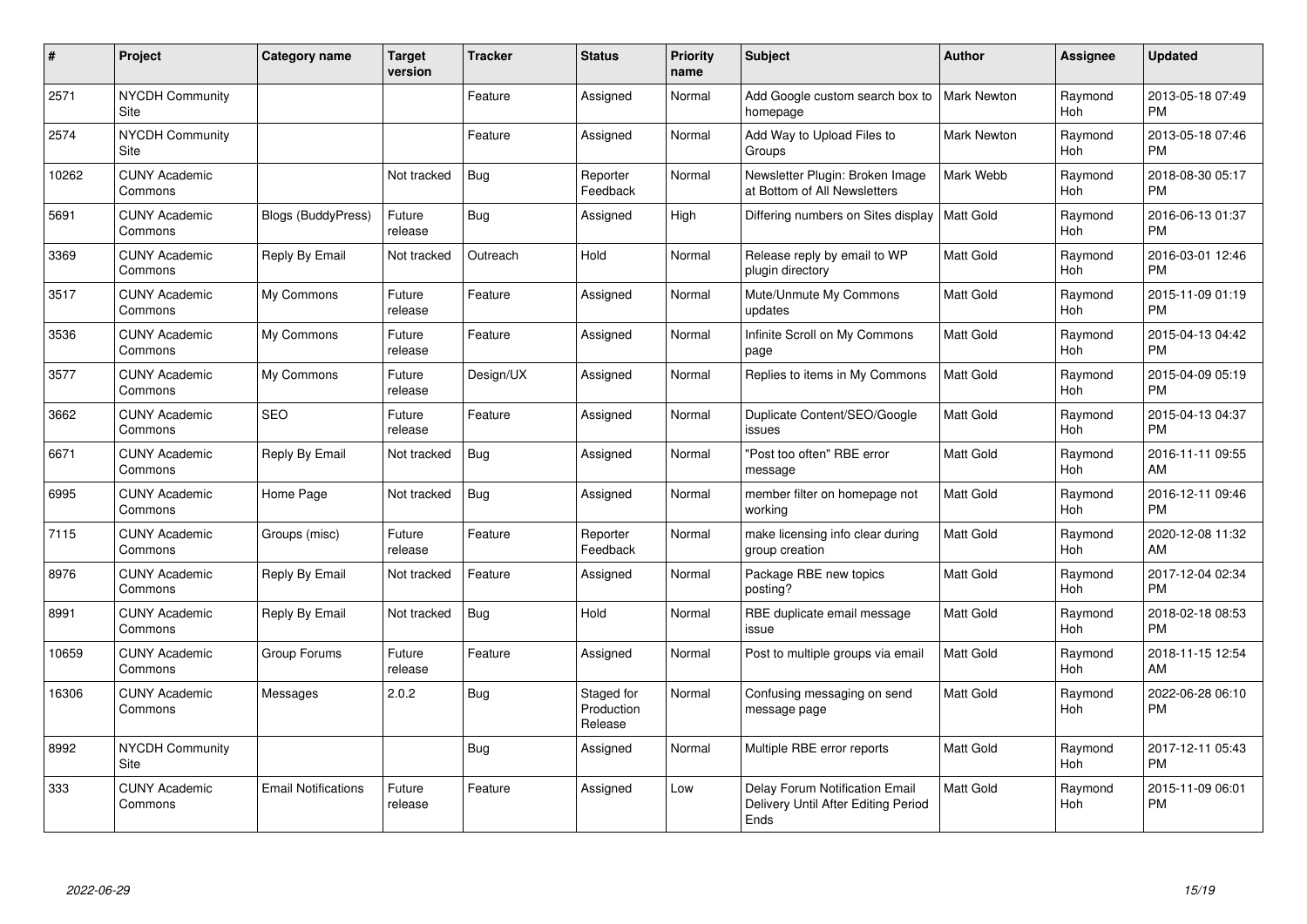| # | Project | Category name | Target version | Tracker | Status | Priority name | Subject | Author | Assignee | Updated |
|---|---|---|---|---|---|---|---|---|---|---|
| 2571 | NYCDH Community Site | | | Feature | Assigned | Normal | Add Google custom search box to homepage | Mark Newton | Raymond Hoh | 2013-05-18 07:49 PM |
| 2574 | NYCDH Community Site | | | Feature | Assigned | Normal | Add Way to Upload Files to Groups | Mark Newton | Raymond Hoh | 2013-05-18 07:46 PM |
| 10262 | CUNY Academic Commons | | Not tracked | Bug | Reporter Feedback | Normal | Newsletter Plugin: Broken Image at Bottom of All Newsletters | Mark Webb | Raymond Hoh | 2018-08-30 05:17 PM |
| 5691 | CUNY Academic Commons | Blogs (BuddyPress) | Future release | Bug | Assigned | High | Differing numbers on Sites display | Matt Gold | Raymond Hoh | 2016-06-13 01:37 PM |
| 3369 | CUNY Academic Commons | Reply By Email | Not tracked | Outreach | Hold | Normal | Release reply by email to WP plugin directory | Matt Gold | Raymond Hoh | 2016-03-01 12:46 PM |
| 3517 | CUNY Academic Commons | My Commons | Future release | Feature | Assigned | Normal | Mute/Unmute My Commons updates | Matt Gold | Raymond Hoh | 2015-11-09 01:19 PM |
| 3536 | CUNY Academic Commons | My Commons | Future release | Feature | Assigned | Normal | Infinite Scroll on My Commons page | Matt Gold | Raymond Hoh | 2015-04-13 04:42 PM |
| 3577 | CUNY Academic Commons | My Commons | Future release | Design/UX | Assigned | Normal | Replies to items in My Commons | Matt Gold | Raymond Hoh | 2015-04-09 05:19 PM |
| 3662 | CUNY Academic Commons | SEO | Future release | Feature | Assigned | Normal | Duplicate Content/SEO/Google issues | Matt Gold | Raymond Hoh | 2015-04-13 04:37 PM |
| 6671 | CUNY Academic Commons | Reply By Email | Not tracked | Bug | Assigned | Normal | "Post too often" RBE error message | Matt Gold | Raymond Hoh | 2016-11-11 09:55 AM |
| 6995 | CUNY Academic Commons | Home Page | Not tracked | Bug | Assigned | Normal | member filter on homepage not working | Matt Gold | Raymond Hoh | 2016-12-11 09:46 PM |
| 7115 | CUNY Academic Commons | Groups (misc) | Future release | Feature | Reporter Feedback | Normal | make licensing info clear during group creation | Matt Gold | Raymond Hoh | 2020-12-08 11:32 AM |
| 8976 | CUNY Academic Commons | Reply By Email | Not tracked | Feature | Assigned | Normal | Package RBE new topics posting? | Matt Gold | Raymond Hoh | 2017-12-04 02:34 PM |
| 8991 | CUNY Academic Commons | Reply By Email | Not tracked | Bug | Hold | Normal | RBE duplicate email message issue | Matt Gold | Raymond Hoh | 2018-02-18 08:53 PM |
| 10659 | CUNY Academic Commons | Group Forums | Future release | Feature | Assigned | Normal | Post to multiple groups via email | Matt Gold | Raymond Hoh | 2018-11-15 12:54 AM |
| 16306 | CUNY Academic Commons | Messages | 2.0.2 | Bug | Staged for Production Release | Normal | Confusing messaging on send message page | Matt Gold | Raymond Hoh | 2022-06-28 06:10 PM |
| 8992 | NYCDH Community Site | | | Bug | Assigned | Normal | Multiple RBE error reports | Matt Gold | Raymond Hoh | 2017-12-11 05:43 PM |
| 333 | CUNY Academic Commons | Email Notifications | Future release | Feature | Assigned | Low | Delay Forum Notification Email Delivery Until After Editing Period Ends | Matt Gold | Raymond Hoh | 2015-11-09 06:01 PM |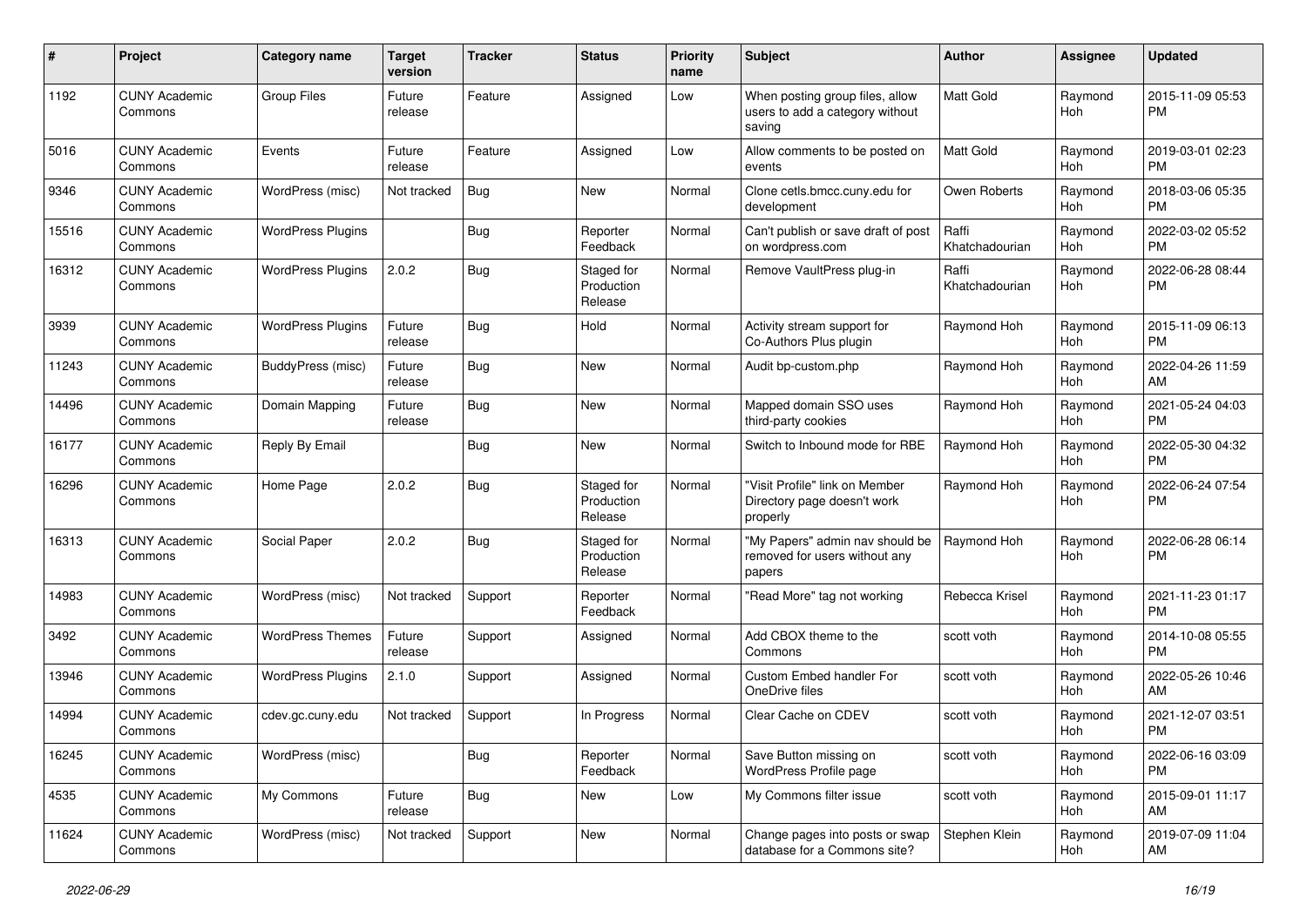| # | Project | Category name | Target version | Tracker | Status | Priority name | Subject | Author | Assignee | Updated |
|---|---|---|---|---|---|---|---|---|---|---|
| 1192 | CUNY Academic Commons | Group Files | Future release | Feature | Assigned | Low | When posting group files, allow users to add a category without saving | Matt Gold | Raymond Hoh | 2015-11-09 05:53 PM |
| 5016 | CUNY Academic Commons | Events | Future release | Feature | Assigned | Low | Allow comments to be posted on events | Matt Gold | Raymond Hoh | 2019-03-01 02:23 PM |
| 9346 | CUNY Academic Commons | WordPress (misc) | Not tracked | Bug | New | Normal | Clone cetls.bmcc.cuny.edu for development | Owen Roberts | Raymond Hoh | 2018-03-06 05:35 PM |
| 15516 | CUNY Academic Commons | WordPress Plugins | | Bug | Reporter Feedback | Normal | Can't publish or save draft of post on wordpress.com | Raffi Khatchadourian | Raymond Hoh | 2022-03-02 05:52 PM |
| 16312 | CUNY Academic Commons | WordPress Plugins | 2.0.2 | Bug | Staged for Production Release | Normal | Remove VaultPress plug-in | Raffi Khatchadourian | Raymond Hoh | 2022-06-28 08:44 PM |
| 3939 | CUNY Academic Commons | WordPress Plugins | Future release | Bug | Hold | Normal | Activity stream support for Co-Authors Plus plugin | Raymond Hoh | Raymond Hoh | 2015-11-09 06:13 PM |
| 11243 | CUNY Academic Commons | BuddyPress (misc) | Future release | Bug | New | Normal | Audit bp-custom.php | Raymond Hoh | Raymond Hoh | 2022-04-26 11:59 AM |
| 14496 | CUNY Academic Commons | Domain Mapping | Future release | Bug | New | Normal | Mapped domain SSO uses third-party cookies | Raymond Hoh | Raymond Hoh | 2021-05-24 04:03 PM |
| 16177 | CUNY Academic Commons | Reply By Email | | Bug | New | Normal | Switch to Inbound mode for RBE | Raymond Hoh | Raymond Hoh | 2022-05-30 04:32 PM |
| 16296 | CUNY Academic Commons | Home Page | 2.0.2 | Bug | Staged for Production Release | Normal | "Visit Profile" link on Member Directory page doesn't work properly | Raymond Hoh | Raymond Hoh | 2022-06-24 07:54 PM |
| 16313 | CUNY Academic Commons | Social Paper | 2.0.2 | Bug | Staged for Production Release | Normal | "My Papers" admin nav should be removed for users without any papers | Raymond Hoh | Raymond Hoh | 2022-06-28 06:14 PM |
| 14983 | CUNY Academic Commons | WordPress (misc) | Not tracked | Support | Reporter Feedback | Normal | "Read More" tag not working | Rebecca Krisel | Raymond Hoh | 2021-11-23 01:17 PM |
| 3492 | CUNY Academic Commons | WordPress Themes | Future release | Support | Assigned | Normal | Add CBOX theme to the Commons | scott voth | Raymond Hoh | 2014-10-08 05:55 PM |
| 13946 | CUNY Academic Commons | WordPress Plugins | 2.1.0 | Support | Assigned | Normal | Custom Embed handler For OneDrive files | scott voth | Raymond Hoh | 2022-05-26 10:46 AM |
| 14994 | CUNY Academic Commons | cdev.gc.cuny.edu | Not tracked | Support | In Progress | Normal | Clear Cache on CDEV | scott voth | Raymond Hoh | 2021-12-07 03:51 PM |
| 16245 | CUNY Academic Commons | WordPress (misc) | | Bug | Reporter Feedback | Normal | Save Button missing on WordPress Profile page | scott voth | Raymond Hoh | 2022-06-16 03:09 PM |
| 4535 | CUNY Academic Commons | My Commons | Future release | Bug | New | Low | My Commons filter issue | scott voth | Raymond Hoh | 2015-09-01 11:17 AM |
| 11624 | CUNY Academic Commons | WordPress (misc) | Not tracked | Support | New | Normal | Change pages into posts or swap database for a Commons site? | Stephen Klein | Raymond Hoh | 2019-07-09 11:04 AM |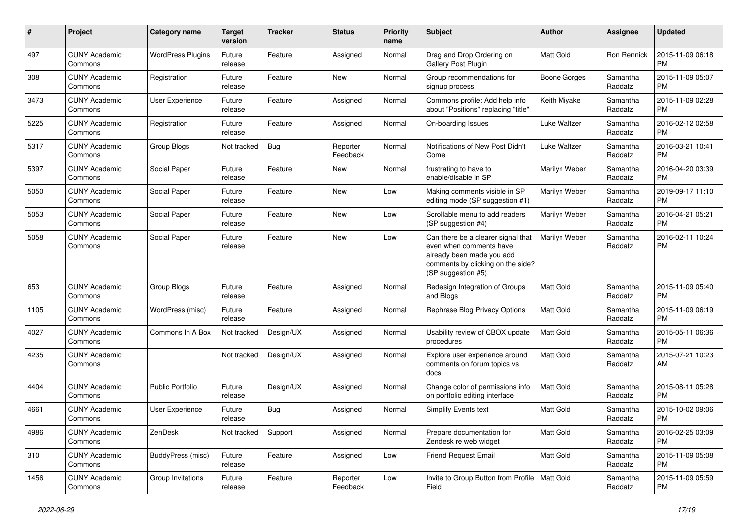| # | Project | Category name | Target version | Tracker | Status | Priority name | Subject | Author | Assignee | Updated |
|---|---|---|---|---|---|---|---|---|---|---|
| 497 | CUNY Academic Commons | WordPress Plugins | Future release | Feature | Assigned | Normal | Drag and Drop Ordering on Gallery Post Plugin | Matt Gold | Ron Rennick | 2015-11-09 06:18 PM |
| 308 | CUNY Academic Commons | Registration | Future release | Feature | New | Normal | Group recommendations for signup process | Boone Gorges | Samantha Raddatz | 2015-11-09 05:07 PM |
| 3473 | CUNY Academic Commons | User Experience | Future release | Feature | Assigned | Normal | Commons profile: Add help info about "Positions" replacing "title" | Keith Miyake | Samantha Raddatz | 2015-11-09 02:28 PM |
| 5225 | CUNY Academic Commons | Registration | Future release | Feature | Assigned | Normal | On-boarding Issues | Luke Waltzer | Samantha Raddatz | 2016-02-12 02:58 PM |
| 5317 | CUNY Academic Commons | Group Blogs | Not tracked | Bug | Reporter Feedback | Normal | Notifications of New Post Didn't Come | Luke Waltzer | Samantha Raddatz | 2016-03-21 10:41 PM |
| 5397 | CUNY Academic Commons | Social Paper | Future release | Feature | New | Normal | frustrating to have to enable/disable in SP | Marilyn Weber | Samantha Raddatz | 2016-04-20 03:39 PM |
| 5050 | CUNY Academic Commons | Social Paper | Future release | Feature | New | Low | Making comments visible in SP editing mode (SP suggestion #1) | Marilyn Weber | Samantha Raddatz | 2019-09-17 11:10 PM |
| 5053 | CUNY Academic Commons | Social Paper | Future release | Feature | New | Low | Scrollable menu to add readers (SP suggestion #4) | Marilyn Weber | Samantha Raddatz | 2016-04-21 05:21 PM |
| 5058 | CUNY Academic Commons | Social Paper | Future release | Feature | New | Low | Can there be a clearer signal that even when comments have already been made you add comments by clicking on the side? (SP suggestion #5) | Marilyn Weber | Samantha Raddatz | 2016-02-11 10:24 PM |
| 653 | CUNY Academic Commons | Group Blogs | Future release | Feature | Assigned | Normal | Redesign Integration of Groups and Blogs | Matt Gold | Samantha Raddatz | 2015-11-09 05:40 PM |
| 1105 | CUNY Academic Commons | WordPress (misc) | Future release | Feature | Assigned | Normal | Rephrase Blog Privacy Options | Matt Gold | Samantha Raddatz | 2015-11-09 06:19 PM |
| 4027 | CUNY Academic Commons | Commons In A Box | Not tracked | Design/UX | Assigned | Normal | Usability review of CBOX update procedures | Matt Gold | Samantha Raddatz | 2015-05-11 06:36 PM |
| 4235 | CUNY Academic Commons | | Not tracked | Design/UX | Assigned | Normal | Explore user experience around comments on forum topics vs docs | Matt Gold | Samantha Raddatz | 2015-07-21 10:23 AM |
| 4404 | CUNY Academic Commons | Public Portfolio | Future release | Design/UX | Assigned | Normal | Change color of permissions info on portfolio editing interface | Matt Gold | Samantha Raddatz | 2015-08-11 05:28 PM |
| 4661 | CUNY Academic Commons | User Experience | Future release | Bug | Assigned | Normal | Simplify Events text | Matt Gold | Samantha Raddatz | 2015-10-02 09:06 PM |
| 4986 | CUNY Academic Commons | ZenDesk | Not tracked | Support | Assigned | Normal | Prepare documentation for Zendesk re web widget | Matt Gold | Samantha Raddatz | 2016-02-25 03:09 PM |
| 310 | CUNY Academic Commons | BuddyPress (misc) | Future release | Feature | Assigned | Low | Friend Request Email | Matt Gold | Samantha Raddatz | 2015-11-09 05:08 PM |
| 1456 | CUNY Academic Commons | Group Invitations | Future release | Feature | Reporter Feedback | Low | Invite to Group Button from Profile Field | Matt Gold | Samantha Raddatz | 2015-11-09 05:59 PM |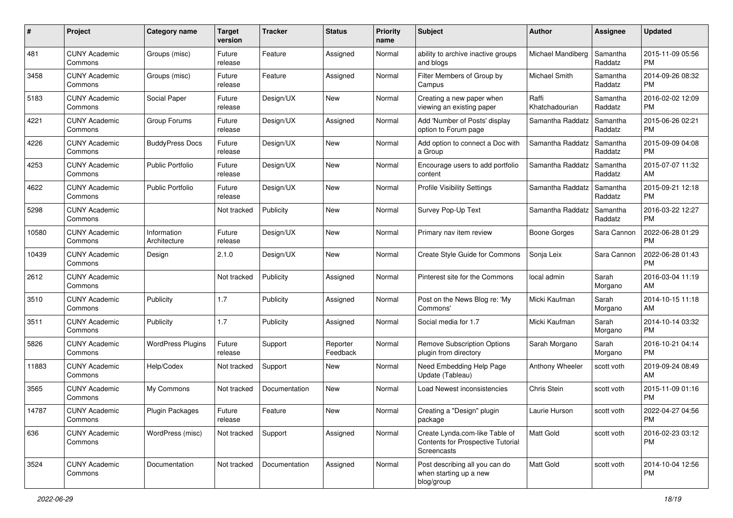| # | Project | Category name | Target version | Tracker | Status | Priority name | Subject | Author | Assignee | Updated |
|---|---|---|---|---|---|---|---|---|---|---|
| 481 | CUNY Academic Commons | Groups (misc) | Future release | Feature | Assigned | Normal | ability to archive inactive groups and blogs | Michael Mandiberg | Samantha Raddatz | 2015-11-09 05:56 PM |
| 3458 | CUNY Academic Commons | Groups (misc) | Future release | Feature | Assigned | Normal | Filter Members of Group by Campus | Michael Smith | Samantha Raddatz | 2014-09-26 08:32 PM |
| 5183 | CUNY Academic Commons | Social Paper | Future release | Design/UX | New | Normal | Creating a new paper when viewing an existing paper | Raffi Khatchadourian | Samantha Raddatz | 2016-02-02 12:09 PM |
| 4221 | CUNY Academic Commons | Group Forums | Future release | Design/UX | Assigned | Normal | Add 'Number of Posts' display option to Forum page | Samantha Raddatz | Samantha Raddatz | 2015-06-26 02:21 PM |
| 4226 | CUNY Academic Commons | BuddyPress Docs | Future release | Design/UX | New | Normal | Add option to connect a Doc with a Group | Samantha Raddatz | Samantha Raddatz | 2015-09-09 04:08 PM |
| 4253 | CUNY Academic Commons | Public Portfolio | Future release | Design/UX | New | Normal | Encourage users to add portfolio content | Samantha Raddatz | Samantha Raddatz | 2015-07-07 11:32 AM |
| 4622 | CUNY Academic Commons | Public Portfolio | Future release | Design/UX | New | Normal | Profile Visibility Settings | Samantha Raddatz | Samantha Raddatz | 2015-09-21 12:18 PM |
| 5298 | CUNY Academic Commons | | Not tracked | Publicity | New | Normal | Survey Pop-Up Text | Samantha Raddatz | Samantha Raddatz | 2016-03-22 12:27 PM |
| 10580 | CUNY Academic Commons | Information Architecture | Future release | Design/UX | New | Normal | Primary nav item review | Boone Gorges | Sara Cannon | 2022-06-28 01:29 PM |
| 10439 | CUNY Academic Commons | Design | 2.1.0 | Design/UX | New | Normal | Create Style Guide for Commons | Sonja Leix | Sara Cannon | 2022-06-28 01:43 PM |
| 2612 | CUNY Academic Commons | | Not tracked | Publicity | Assigned | Normal | Pinterest site for the Commons | local admin | Sarah Morgano | 2016-03-04 11:19 AM |
| 3510 | CUNY Academic Commons | Publicity | 1.7 | Publicity | Assigned | Normal | Post on the News Blog re: 'My Commons' | Micki Kaufman | Sarah Morgano | 2014-10-15 11:18 AM |
| 3511 | CUNY Academic Commons | Publicity | 1.7 | Publicity | Assigned | Normal | Social media for 1.7 | Micki Kaufman | Sarah Morgano | 2014-10-14 03:32 PM |
| 5826 | CUNY Academic Commons | WordPress Plugins | Future release | Support | Reporter Feedback | Normal | Remove Subscription Options plugin from directory | Sarah Morgano | Sarah Morgano | 2016-10-21 04:14 PM |
| 11883 | CUNY Academic Commons | Help/Codex | Not tracked | Support | New | Normal | Need Embedding Help Page Update (Tableau) | Anthony Wheeler | scott voth | 2019-09-24 08:49 AM |
| 3565 | CUNY Academic Commons | My Commons | Not tracked | Documentation | New | Normal | Load Newest inconsistencies | Chris Stein | scott voth | 2015-11-09 01:16 PM |
| 14787 | CUNY Academic Commons | Plugin Packages | Future release | Feature | New | Normal | Creating a "Design" plugin package | Laurie Hurson | scott voth | 2022-04-27 04:56 PM |
| 636 | CUNY Academic Commons | WordPress (misc) | Not tracked | Support | Assigned | Normal | Create Lynda.com-like Table of Contents for Prospective Tutorial Screencasts | Matt Gold | scott voth | 2016-02-23 03:12 PM |
| 3524 | CUNY Academic Commons | Documentation | Not tracked | Documentation | Assigned | Normal | Post describing all you can do when starting up a new blog/group | Matt Gold | scott voth | 2014-10-04 12:56 PM |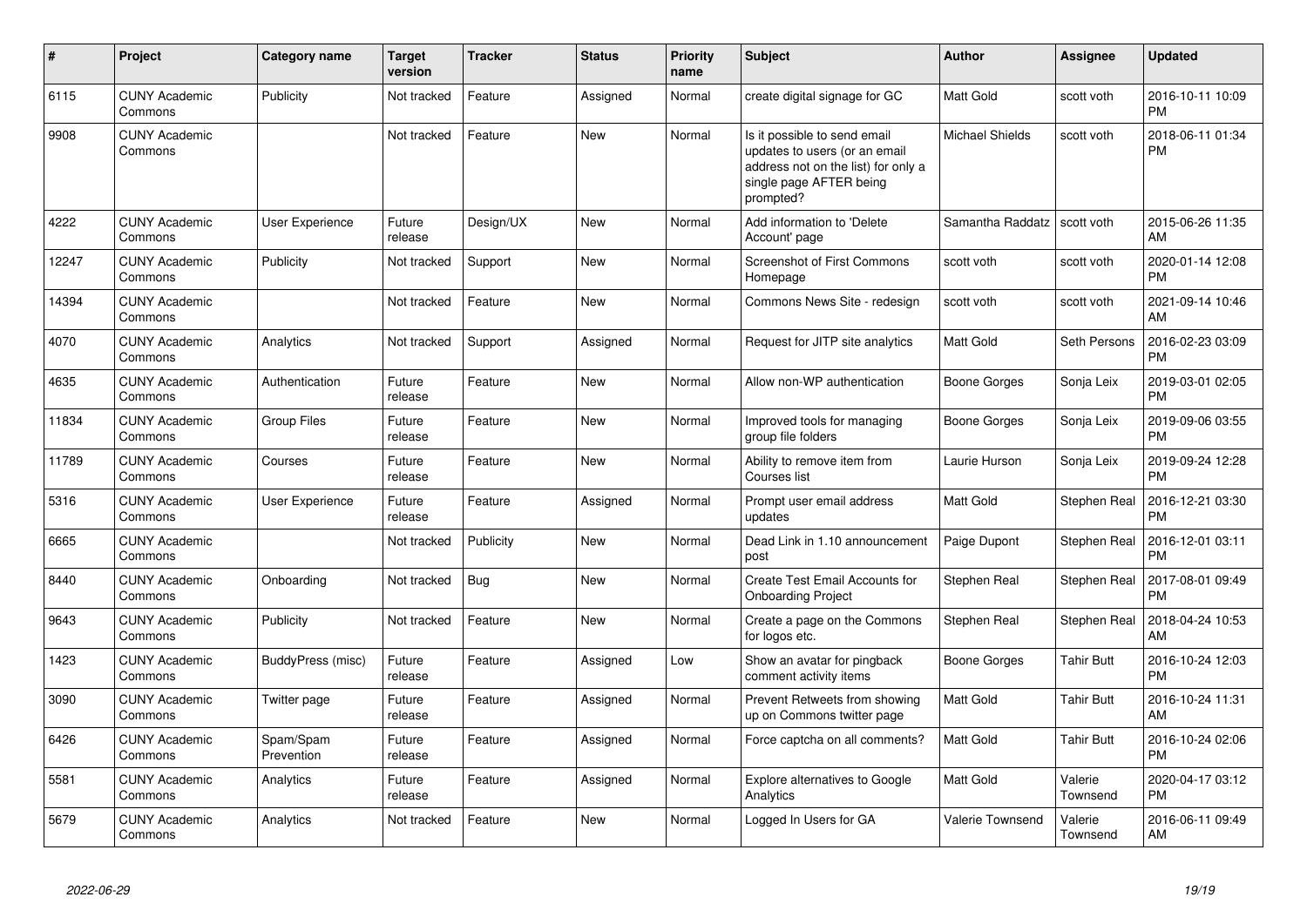| # | Project | Category name | Target version | Tracker | Status | Priority name | Subject | Author | Assignee | Updated |
|---|---|---|---|---|---|---|---|---|---|---|
| 6115 | CUNY Academic Commons | Publicity | Not tracked | Feature | Assigned | Normal | create digital signage for GC | Matt Gold | scott voth | 2016-10-11 10:09 PM |
| 9908 | CUNY Academic Commons | | Not tracked | Feature | New | Normal | Is it possible to send email updates to users (or an email address not on the list) for only a single page AFTER being prompted? | Michael Shields | scott voth | 2018-06-11 01:34 PM |
| 4222 | CUNY Academic Commons | User Experience | Future release | Design/UX | New | Normal | Add information to 'Delete Account' page | Samantha Raddatz | scott voth | 2015-06-26 11:35 AM |
| 12247 | CUNY Academic Commons | Publicity | Not tracked | Support | New | Normal | Screenshot of First Commons Homepage | scott voth | scott voth | 2020-01-14 12:08 PM |
| 14394 | CUNY Academic Commons | | Not tracked | Feature | New | Normal | Commons News Site - redesign | scott voth | scott voth | 2021-09-14 10:46 AM |
| 4070 | CUNY Academic Commons | Analytics | Not tracked | Support | Assigned | Normal | Request for JITP site analytics | Matt Gold | Seth Persons | 2016-02-23 03:09 PM |
| 4635 | CUNY Academic Commons | Authentication | Future release | Feature | New | Normal | Allow non-WP authentication | Boone Gorges | Sonja Leix | 2019-03-01 02:05 PM |
| 11834 | CUNY Academic Commons | Group Files | Future release | Feature | New | Normal | Improved tools for managing group file folders | Boone Gorges | Sonja Leix | 2019-09-06 03:55 PM |
| 11789 | CUNY Academic Commons | Courses | Future release | Feature | New | Normal | Ability to remove item from Courses list | Laurie Hurson | Sonja Leix | 2019-09-24 12:28 PM |
| 5316 | CUNY Academic Commons | User Experience | Future release | Feature | Assigned | Normal | Prompt user email address updates | Matt Gold | Stephen Real | 2016-12-21 03:30 PM |
| 6665 | CUNY Academic Commons | | Not tracked | Publicity | New | Normal | Dead Link in 1.10 announcement post | Paige Dupont | Stephen Real | 2016-12-01 03:11 PM |
| 8440 | CUNY Academic Commons | Onboarding | Not tracked | Bug | New | Normal | Create Test Email Accounts for Onboarding Project | Stephen Real | Stephen Real | 2017-08-01 09:49 PM |
| 9643 | CUNY Academic Commons | Publicity | Not tracked | Feature | New | Normal | Create a page on the Commons for logos etc. | Stephen Real | Stephen Real | 2018-04-24 10:53 AM |
| 1423 | CUNY Academic Commons | BuddyPress (misc) | Future release | Feature | Assigned | Low | Show an avatar for pingback comment activity items | Boone Gorges | Tahir Butt | 2016-10-24 12:03 PM |
| 3090 | CUNY Academic Commons | Twitter page | Future release | Feature | Assigned | Normal | Prevent Retweets from showing up on Commons twitter page | Matt Gold | Tahir Butt | 2016-10-24 11:31 AM |
| 6426 | CUNY Academic Commons | Spam/Spam Prevention | Future release | Feature | Assigned | Normal | Force captcha on all comments? | Matt Gold | Tahir Butt | 2016-10-24 02:06 PM |
| 5581 | CUNY Academic Commons | Analytics | Future release | Feature | Assigned | Normal | Explore alternatives to Google Analytics | Matt Gold | Valerie Townsend | 2020-04-17 03:12 PM |
| 5679 | CUNY Academic Commons | Analytics | Not tracked | Feature | New | Normal | Logged In Users for GA | Valerie Townsend | Valerie Townsend | 2016-06-11 09:49 AM |